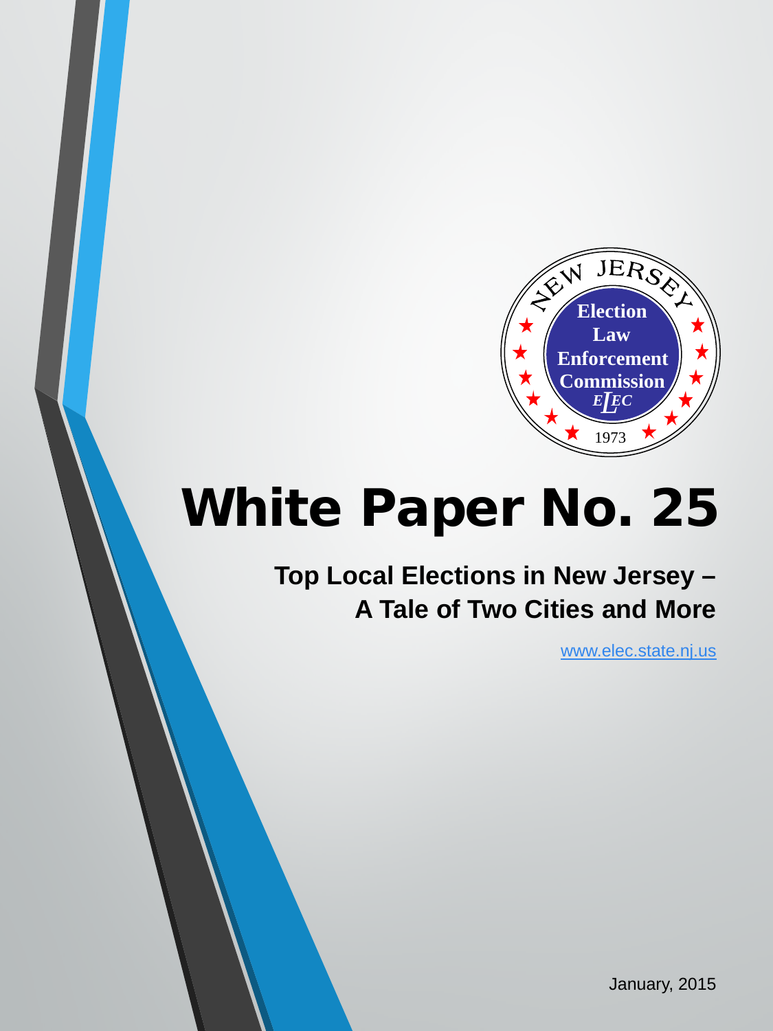NEW JERSEY

Election Law Enforcement Commission

ELEC

1973

# White Paper No. 25

## Top Local Elections in New Jersey – A Tale of Two Cities and More

www.elec.state.nj.us

January, 2015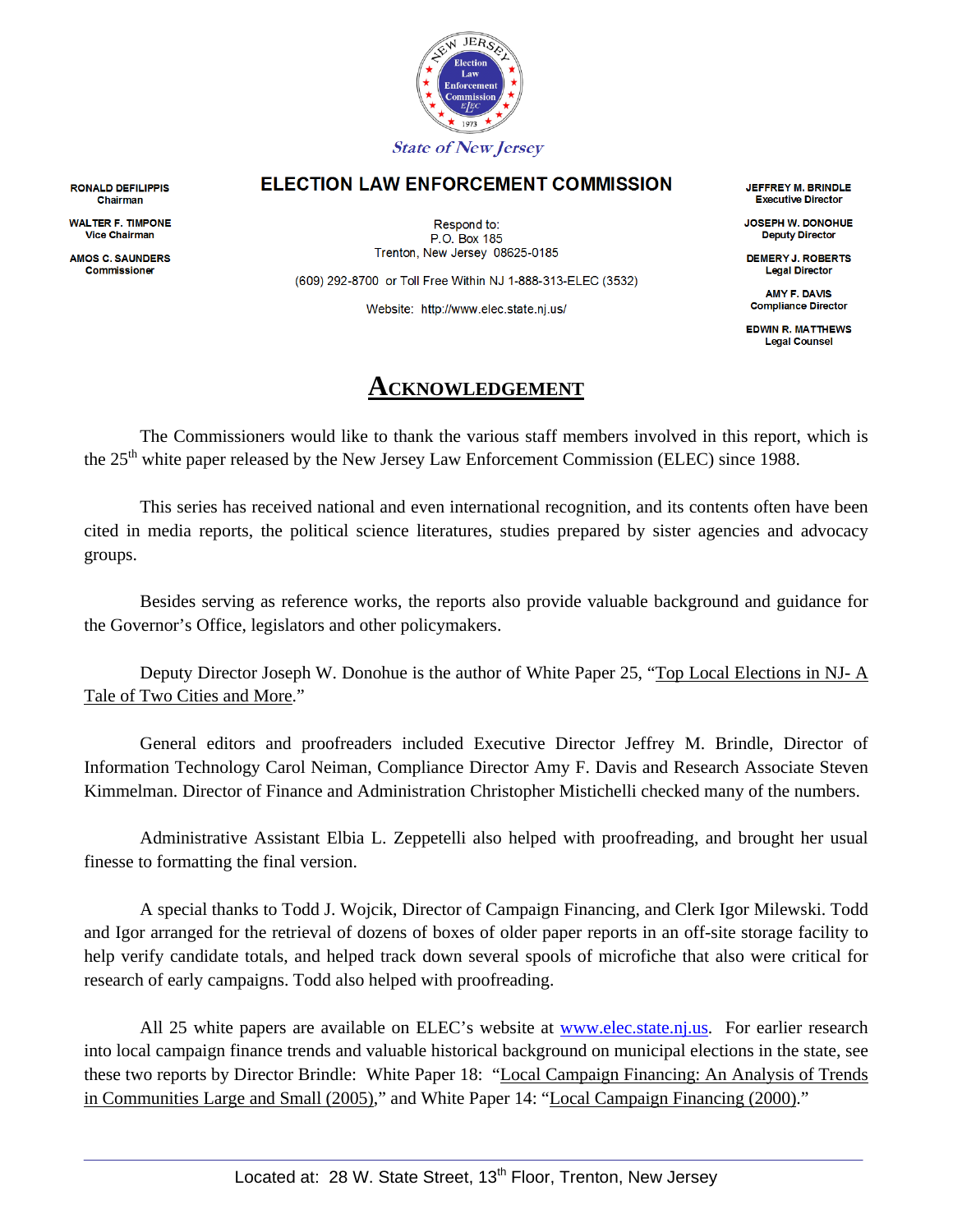State of New Jersey

# ELECTION LAW ENFORCEMENT COMMISSION

**RONALD DEFILIPPIS**
Chairman

**WALTER F. TIMPONE**
Vice Chairman

**AMOS C. SAUNDERS**
Commissioner

Respond to:
P.O. Box 185
Trenton, New Jersey 08625-0185

(609) 292-8700 or Toll Free Within NJ 1-888-313-ELEC (3532)

Website: http://www.elec.state.nj.us/

**JEFFREY M. BRINDLE**
Executive Director

**JOSEPH W. DONOHUE**
Deputy Director

**DEMERY J. ROBERTS**
Legal Director

**AMY F. DAVIS**
Compliance Director

**EDWIN R. MATTHEWS**
Legal Counsel

## ACKNOWLEDGEMENT

The Commissioners would like to thank the various staff members involved in this report, which is the 25th white paper released by the New Jersey Law Enforcement Commission (ELEC) since 1988.

This series has received national and even international recognition, and its contents often have been cited in media reports, the political science literatures, studies prepared by sister agencies and advocacy groups.

Besides serving as reference works, the reports also provide valuable background and guidance for the Governor's Office, legislators and other policymakers.

Deputy Director Joseph W. Donohue is the author of White Paper 25, "Top Local Elections in NJ- A Tale of Two Cities and More."

General editors and proofreaders included Executive Director Jeffrey M. Brindle, Director of Information Technology Carol Neiman, Compliance Director Amy F. Davis and Research Associate Steven Kimmelman. Director of Finance and Administration Christopher Mistichelli checked many of the numbers.

Administrative Assistant Elbia L. Zeppetelli also helped with proofreading, and brought her usual finesse to formatting the final version.

A special thanks to Todd J. Wojcik, Director of Campaign Financing, and Clerk Igor Milewski. Todd and Igor arranged for the retrieval of dozens of boxes of older paper reports in an off-site storage facility to help verify candidate totals, and helped track down several spools of microfiche that also were critical for research of early campaigns. Todd also helped with proofreading.

All 25 white papers are available on ELEC's website at www.elec.state.nj.us. For earlier research into local campaign finance trends and valuable historical background on municipal elections in the state, see these two reports by Director Brindle: White Paper 18: "Local Campaign Financing: An Analysis of Trends in Communities Large and Small (2005)," and White Paper 14: "Local Campaign Financing (2000)."

Located at: 28 W. State Street, 13th Floor, Trenton, New Jersey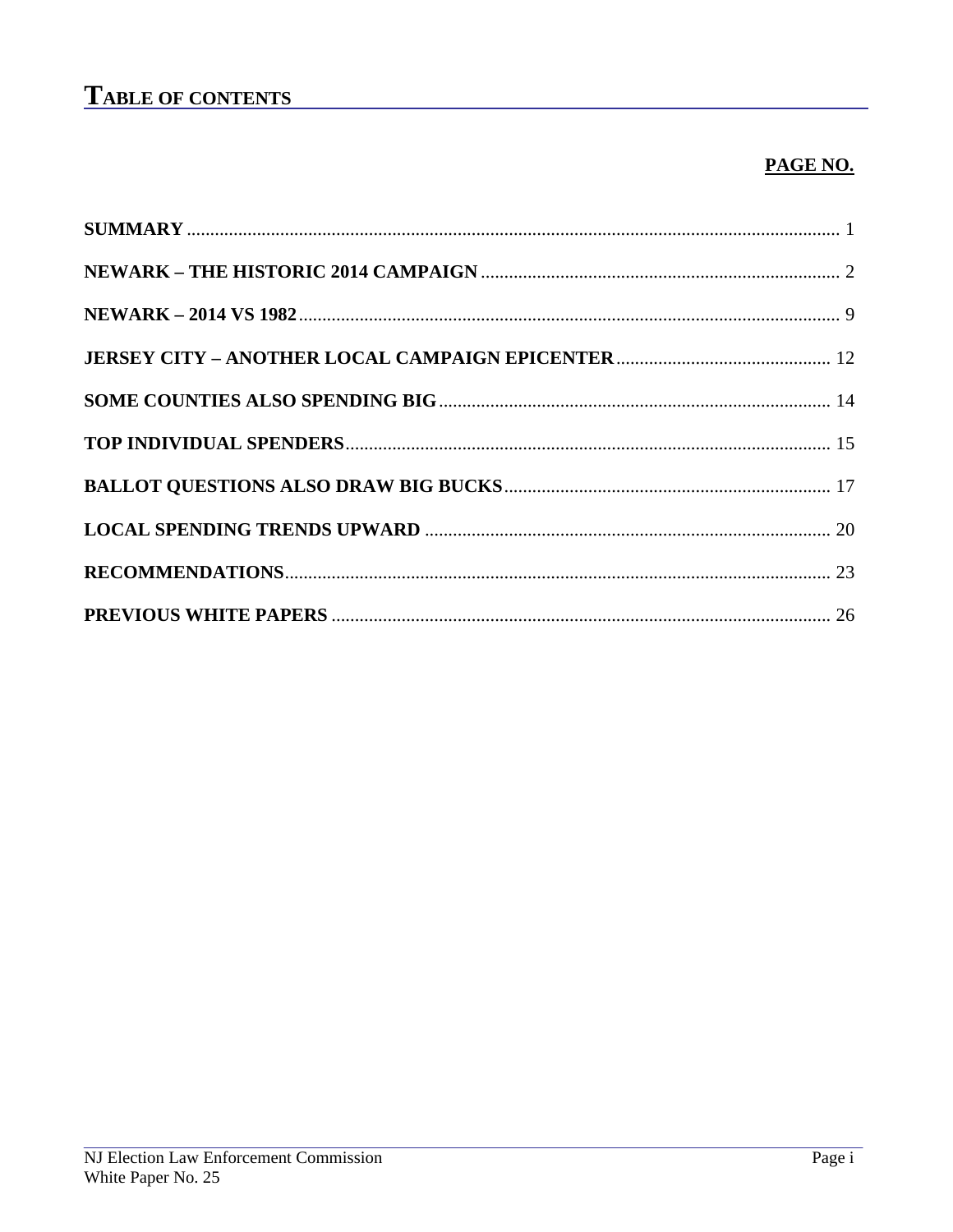# TABLE OF CONTENTS

| | PAGE NO. |
|---|---|
| **SUMMARY** | 1 |
| **NEWARK – THE HISTORIC 2014 CAMPAIGN** | 2 |
| **NEWARK – 2014 VS 1982** | 9 |
| **JERSEY CITY – ANOTHER LOCAL CAMPAIGN EPICENTER** | 12 |
| **SOME COUNTIES ALSO SPENDING BIG** | 14 |
| **TOP INDIVIDUAL SPENDERS** | 15 |
| **BALLOT QUESTIONS ALSO DRAW BIG BUCKS** | 17 |
| **LOCAL SPENDING TRENDS UPWARD** | 20 |
| **RECOMMENDATIONS** | 23 |
| **PREVIOUS WHITE PAPERS** | 26 |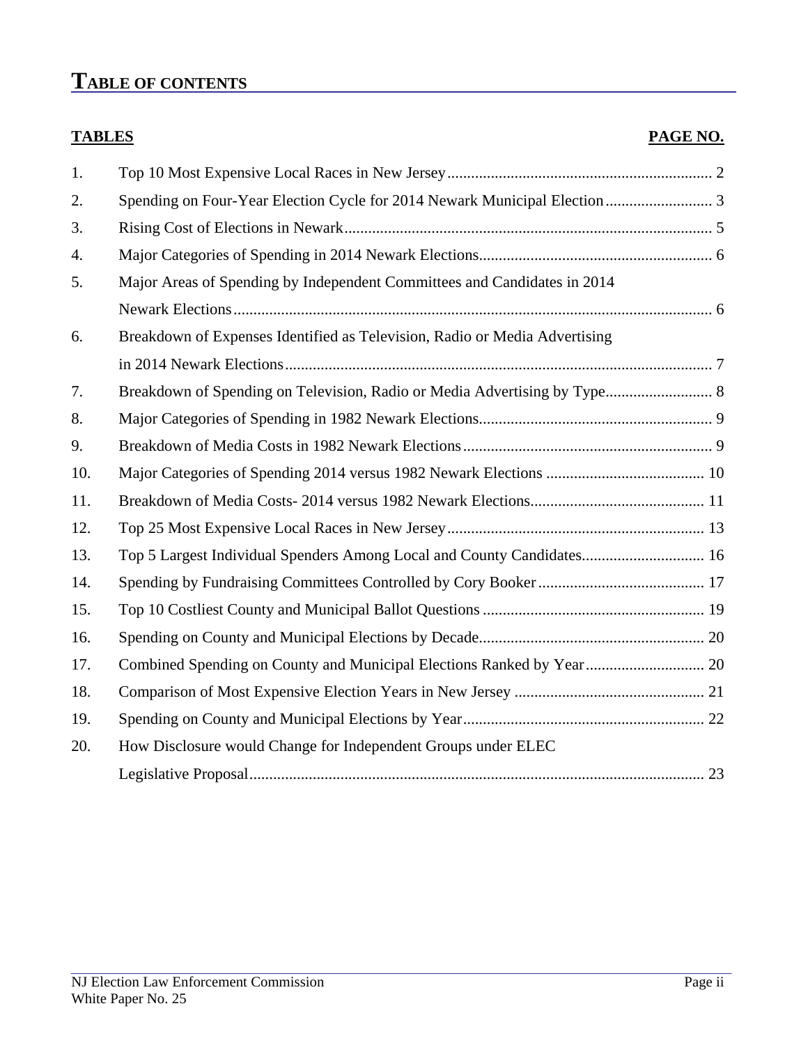# TABLE OF CONTENTS

| TABLES | | PAGE NO. |
|---|---|---|
| 1. | Top 10 Most Expensive Local Races in New Jersey | 2 |
| 2. | Spending on Four-Year Election Cycle for 2014 Newark Municipal Election | 3 |
| 3. | Rising Cost of Elections in Newark | 5 |
| 4. | Major Categories of Spending in 2014 Newark Elections | 6 |
| 5. | Major Areas of Spending by Independent Committees and Candidates in 2014 Newark Elections | 6 |
| 6. | Breakdown of Expenses Identified as Television, Radio or Media Advertising in 2014 Newark Elections | 7 |
| 7. | Breakdown of Spending on Television, Radio or Media Advertising by Type | 8 |
| 8. | Major Categories of Spending in 1982 Newark Elections | 9 |
| 9. | Breakdown of Media Costs in 1982 Newark Elections | 9 |
| 10. | Major Categories of Spending 2014 versus 1982 Newark Elections | 10 |
| 11. | Breakdown of Media Costs- 2014 versus 1982 Newark Elections | 11 |
| 12. | Top 25 Most Expensive Local Races in New Jersey | 13 |
| 13. | Top 5 Largest Individual Spenders Among Local and County Candidates | 16 |
| 14. | Spending by Fundraising Committees Controlled by Cory Booker | 17 |
| 15. | Top 10 Costliest County and Municipal Ballot Questions | 19 |
| 16. | Spending on County and Municipal Elections by Decade | 20 |
| 17. | Combined Spending on County and Municipal Elections Ranked by Year | 20 |
| 18. | Comparison of Most Expensive Election Years in New Jersey | 21 |
| 19. | Spending on County and Municipal Elections by Year | 22 |
| 20. | How Disclosure would Change for Independent Groups under ELEC Legislative Proposal | 23 |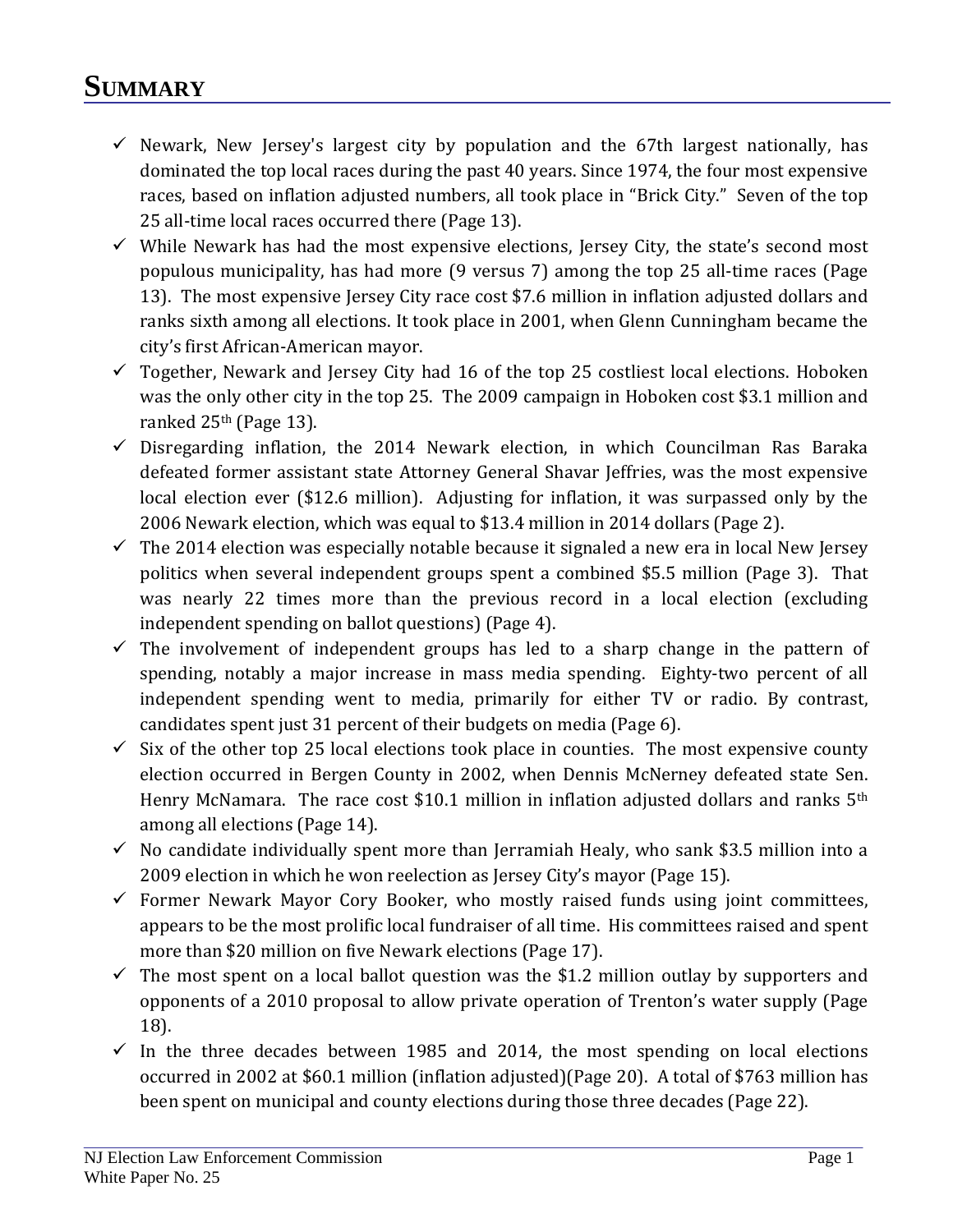# SUMMARY

- ✓ Newark, New Jersey's largest city by population and the 67th largest nationally, has dominated the top local races during the past 40 years. Since 1974, the four most expensive races, based on inflation adjusted numbers, all took place in "Brick City." Seven of the top 25 all-time local races occurred there (Page 13).
- ✓ While Newark has had the most expensive elections, Jersey City, the state's second most populous municipality, has had more (9 versus 7) among the top 25 all-time races (Page 13). The most expensive Jersey City race cost $7.6 million in inflation adjusted dollars and ranks sixth among all elections. It took place in 2001, when Glenn Cunningham became the city's first African-American mayor.
- ✓ Together, Newark and Jersey City had 16 of the top 25 costliest local elections. Hoboken was the only other city in the top 25. The 2009 campaign in Hoboken cost $3.1 million and ranked 25th (Page 13).
- ✓ Disregarding inflation, the 2014 Newark election, in which Councilman Ras Baraka defeated former assistant state Attorney General Shavar Jeffries, was the most expensive local election ever ($12.6 million). Adjusting for inflation, it was surpassed only by the 2006 Newark election, which was equal to $13.4 million in 2014 dollars (Page 2).
- ✓ The 2014 election was especially notable because it signaled a new era in local New Jersey politics when several independent groups spent a combined $5.5 million (Page 3). That was nearly 22 times more than the previous record in a local election (excluding independent spending on ballot questions) (Page 4).
- ✓ The involvement of independent groups has led to a sharp change in the pattern of spending, notably a major increase in mass media spending. Eighty-two percent of all independent spending went to media, primarily for either TV or radio. By contrast, candidates spent just 31 percent of their budgets on media (Page 6).
- ✓ Six of the other top 25 local elections took place in counties. The most expensive county election occurred in Bergen County in 2002, when Dennis McNerney defeated state Sen. Henry McNamara. The race cost $10.1 million in inflation adjusted dollars and ranks 5th among all elections (Page 14).
- ✓ No candidate individually spent more than Jerramiah Healy, who sank $3.5 million into a 2009 election in which he won reelection as Jersey City's mayor (Page 15).
- ✓ Former Newark Mayor Cory Booker, who mostly raised funds using joint committees, appears to be the most prolific local fundraiser of all time. His committees raised and spent more than $20 million on five Newark elections (Page 17).
- ✓ The most spent on a local ballot question was the $1.2 million outlay by supporters and opponents of a 2010 proposal to allow private operation of Trenton's water supply (Page 18).
- ✓ In the three decades between 1985 and 2014, the most spending on local elections occurred in 2002 at $60.1 million (inflation adjusted)(Page 20). A total of $763 million has been spent on municipal and county elections during those three decades (Page 22).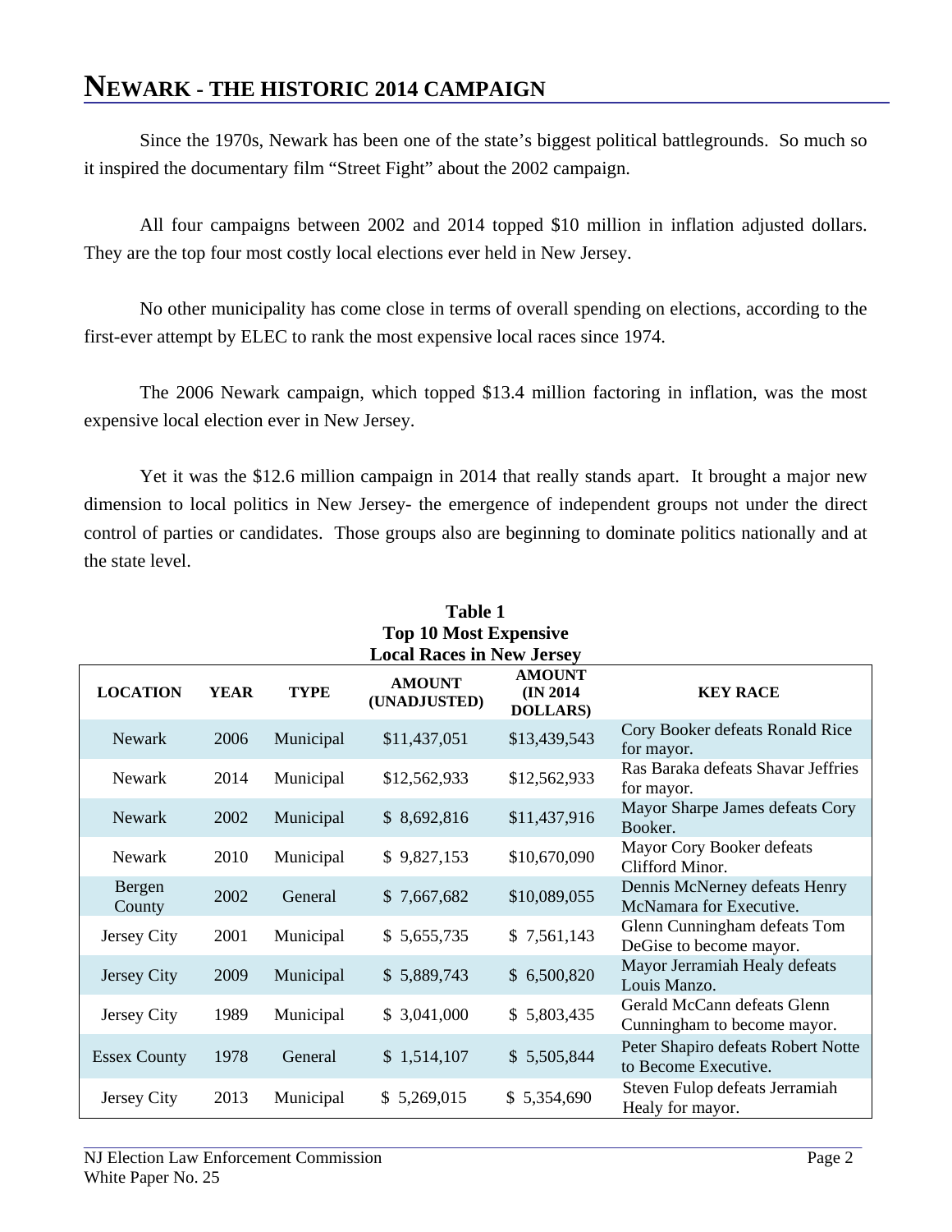# NEWARK - THE HISTORIC 2014 CAMPAIGN

Since the 1970s, Newark has been one of the state's biggest political battlegrounds. So much so it inspired the documentary film "Street Fight" about the 2002 campaign.

All four campaigns between 2002 and 2014 topped $10 million in inflation adjusted dollars. They are the top four most costly local elections ever held in New Jersey.

No other municipality has come close in terms of overall spending on elections, according to the first-ever attempt by ELEC to rank the most expensive local races since 1974.

The 2006 Newark campaign, which topped $13.4 million factoring in inflation, was the most expensive local election ever in New Jersey.

Yet it was the $12.6 million campaign in 2014 that really stands apart. It brought a major new dimension to local politics in New Jersey- the emergence of independent groups not under the direct control of parties or candidates. Those groups also are beginning to dominate politics nationally and at the state level.

**Table 1**
**Top 10 Most Expensive**
**Local Races in New Jersey**

| LOCATION | YEAR | TYPE | AMOUNT (UNADJUSTED) | AMOUNT (IN 2014 DOLLARS) | KEY RACE |
|---|---|---|---|---|---|
| Newark | 2006 | Municipal | $11,437,051 | $13,439,543 | Cory Booker defeats Ronald Rice for mayor. |
| Newark | 2014 | Municipal | $12,562,933 | $12,562,933 | Ras Baraka defeats Shavar Jeffries for mayor. |
| Newark | 2002 | Municipal | $ 8,692,816 | $11,437,916 | Mayor Sharpe James defeats Cory Booker. |
| Newark | 2010 | Municipal | $ 9,827,153 | $10,670,090 | Mayor Cory Booker defeats Clifford Minor. |
| Bergen County | 2002 | General | $ 7,667,682 | $10,089,055 | Dennis McNerney defeats Henry McNamara for Executive. |
| Jersey City | 2001 | Municipal | $ 5,655,735 | $ 7,561,143 | Glenn Cunningham defeats Tom DeGise to become mayor. |
| Jersey City | 2009 | Municipal | $ 5,889,743 | $ 6,500,820 | Mayor Jerramiah Healy defeats Louis Manzo. |
| Jersey City | 1989 | Municipal | $ 3,041,000 | $ 5,803,435 | Gerald McCann defeats Glenn Cunningham to become mayor. |
| Essex County | 1978 | General | $ 1,514,107 | $ 5,505,844 | Peter Shapiro defeats Robert Notte to Become Executive. |
| Jersey City | 2013 | Municipal | $ 5,269,015 | $ 5,354,690 | Steven Fulop defeats Jerramiah Healy for mayor. |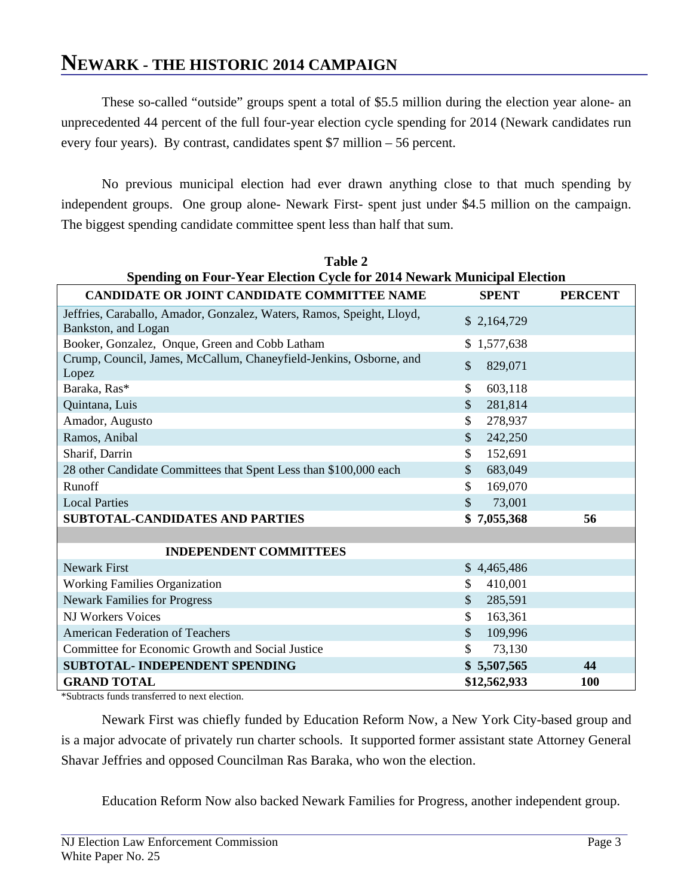# NEWARK - THE HISTORIC 2014 CAMPAIGN

These so-called "outside" groups spent a total of $5.5 million during the election year alone- an unprecedented 44 percent of the full four-year election cycle spending for 2014 (Newark candidates run every four years). By contrast, candidates spent $7 million – 56 percent.

No previous municipal election had ever drawn anything close to that much spending by independent groups. One group alone- Newark First- spent just under $4.5 million on the campaign. The biggest spending candidate committee spent less than half that sum.

**Table 2**
**Spending on Four-Year Election Cycle for 2014 Newark Municipal Election**

| CANDIDATE OR JOINT CANDIDATE COMMITTEE NAME | SPENT | PERCENT |
|---|---|---|
| Jeffries, Caraballo, Amador, Gonzalez, Waters, Ramos, Speight, Lloyd, Bankston, and Logan | $ 2,164,729 | |
| Booker, Gonzalez, Onque, Green and Cobb Latham | $ 1,577,638 | |
| Crump, Council, James, McCallum, Chaneyfield-Jenkins, Osborne, and Lopez | $ 829,071 | |
| Baraka, Ras* | $ 603,118 | |
| Quintana, Luis | $ 281,814 | |
| Amador, Augusto | $ 278,937 | |
| Ramos, Anibal | $ 242,250 | |
| Sharif, Darrin | $ 152,691 | |
| 28 other Candidate Committees that Spent Less than $100,000 each | $ 683,049 | |
| Runoff | $ 169,070 | |
| Local Parties | $ 73,001 | |
| **SUBTOTAL-CANDIDATES AND PARTIES** | **$ 7,055,368** | **56** |
| | | |
| **INDEPENDENT COMMITTEES** | | |
| Newark First | $ 4,465,486 | |
| Working Families Organization | $ 410,001 | |
| Newark Families for Progress | $ 285,591 | |
| NJ Workers Voices | $ 163,361 | |
| American Federation of Teachers | $ 109,996 | |
| Committee for Economic Growth and Social Justice | $ 73,130 | |
| **SUBTOTAL- INDEPENDENT SPENDING** | **$ 5,507,565** | **44** |
| **GRAND TOTAL** | **$12,562,933** | **100** |

*Subtracts funds transferred to next election.

Newark First was chiefly funded by Education Reform Now, a New York City-based group and is a major advocate of privately run charter schools. It supported former assistant state Attorney General Shavar Jeffries and opposed Councilman Ras Baraka, who won the election.

Education Reform Now also backed Newark Families for Progress, another independent group.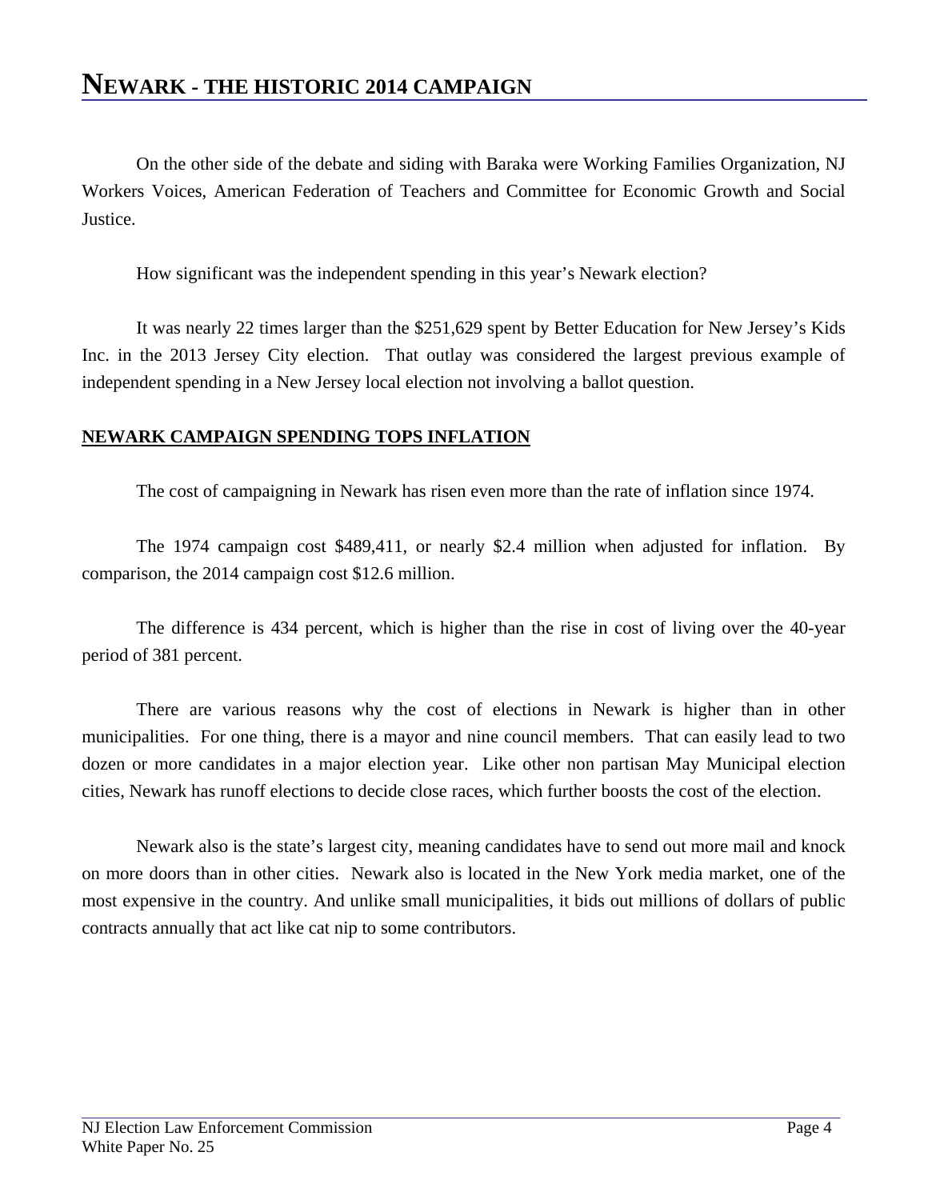# NEWARK - THE HISTORIC 2014 CAMPAIGN

On the other side of the debate and siding with Baraka were Working Families Organization, NJ Workers Voices, American Federation of Teachers and Committee for Economic Growth and Social Justice.

How significant was the independent spending in this year's Newark election?

It was nearly 22 times larger than the $251,629 spent by Better Education for New Jersey's Kids Inc. in the 2013 Jersey City election. That outlay was considered the largest previous example of independent spending in a New Jersey local election not involving a ballot question.

**NEWARK CAMPAIGN SPENDING TOPS INFLATION**

The cost of campaigning in Newark has risen even more than the rate of inflation since 1974.

The 1974 campaign cost $489,411, or nearly $2.4 million when adjusted for inflation. By comparison, the 2014 campaign cost $12.6 million.

The difference is 434 percent, which is higher than the rise in cost of living over the 40-year period of 381 percent.

There are various reasons why the cost of elections in Newark is higher than in other municipalities. For one thing, there is a mayor and nine council members. That can easily lead to two dozen or more candidates in a major election year. Like other non partisan May Municipal election cities, Newark has runoff elections to decide close races, which further boosts the cost of the election.

Newark also is the state's largest city, meaning candidates have to send out more mail and knock on more doors than in other cities. Newark also is located in the New York media market, one of the most expensive in the country. And unlike small municipalities, it bids out millions of dollars of public contracts annually that act like cat nip to some contributors.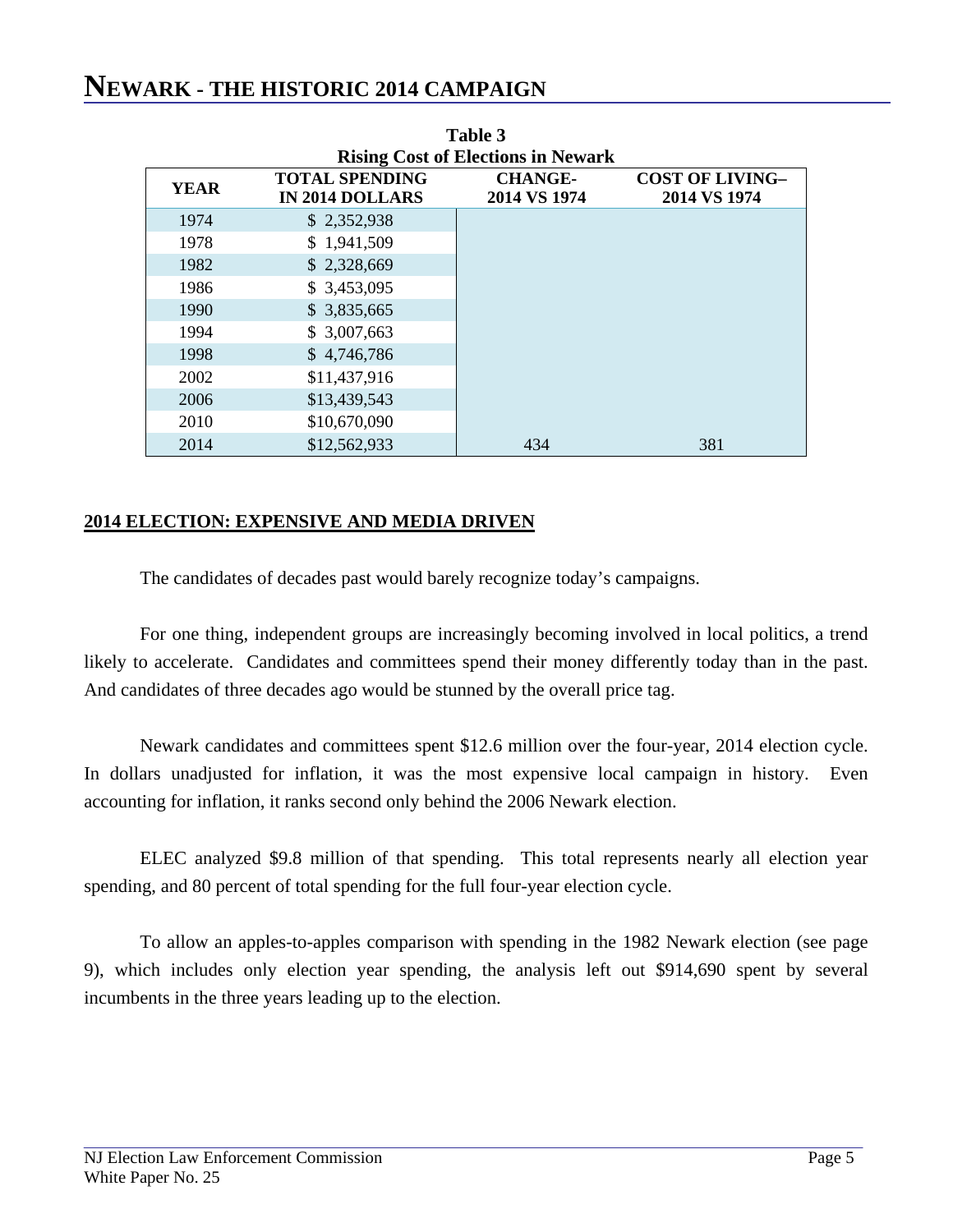# NEWARK - THE HISTORIC 2014 CAMPAIGN

**Table 3**
**Rising Cost of Elections in Newark**

| YEAR | TOTAL SPENDING IN 2014 DOLLARS | CHANGE- 2014 VS 1974 | COST OF LIVING– 2014 VS 1974 |
|---|---|---|---|
| 1974 | $ 2,352,938 | | |
| 1978 | $ 1,941,509 | | |
| 1982 | $ 2,328,669 | | |
| 1986 | $ 3,453,095 | | |
| 1990 | $ 3,835,665 | | |
| 1994 | $ 3,007,663 | | |
| 1998 | $ 4,746,786 | | |
| 2002 | $11,437,916 | | |
| 2006 | $13,439,543 | | |
| 2010 | $10,670,090 | | |
| 2014 | $12,562,933 | 434 | 381 |

## 2014 ELECTION: EXPENSIVE AND MEDIA DRIVEN

The candidates of decades past would barely recognize today's campaigns.

For one thing, independent groups are increasingly becoming involved in local politics, a trend likely to accelerate. Candidates and committees spend their money differently today than in the past. And candidates of three decades ago would be stunned by the overall price tag.

Newark candidates and committees spent $12.6 million over the four-year, 2014 election cycle. In dollars unadjusted for inflation, it was the most expensive local campaign in history. Even accounting for inflation, it ranks second only behind the 2006 Newark election.

ELEC analyzed $9.8 million of that spending. This total represents nearly all election year spending, and 80 percent of total spending for the full four-year election cycle.

To allow an apples-to-apples comparison with spending in the 1982 Newark election (see page 9), which includes only election year spending, the analysis left out $914,690 spent by several incumbents in the three years leading up to the election.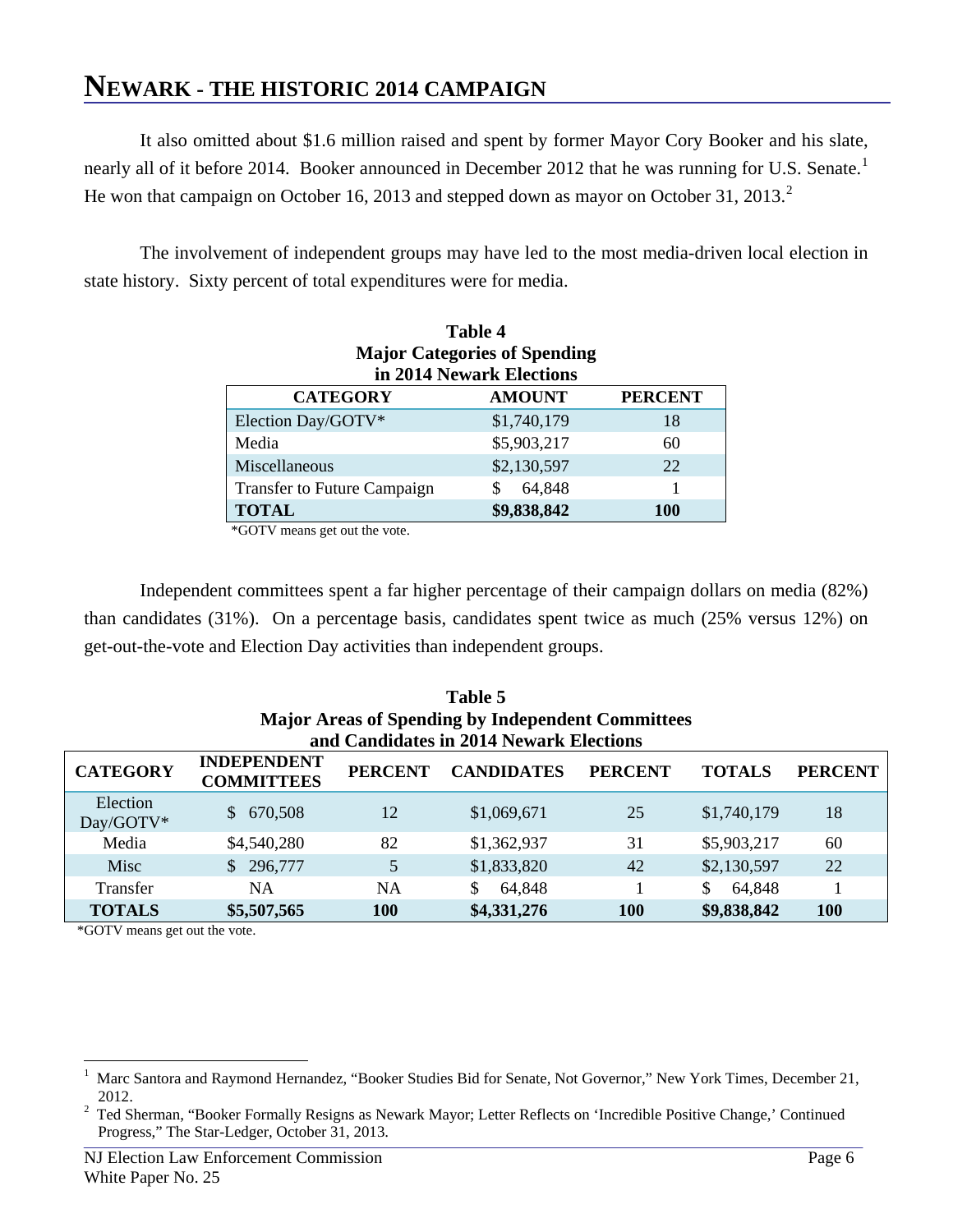# NEWARK - THE HISTORIC 2014 CAMPAIGN

It also omitted about $1.6 million raised and spent by former Mayor Cory Booker and his slate, nearly all of it before 2014. Booker announced in December 2012 that he was running for U.S. Senate.[1] He won that campaign on October 16, 2013 and stepped down as mayor on October 31, 2013.[2]

The involvement of independent groups may have led to the most media-driven local election in state history. Sixty percent of total expenditures were for media.

**Table 4**
**Major Categories of Spending in 2014 Newark Elections**

| CATEGORY | AMOUNT | PERCENT |
|---|---|---|
| Election Day/GOTV* | $1,740,179 | 18 |
| Media | $5,903,217 | 60 |
| Miscellaneous | $2,130,597 | 22 |
| Transfer to Future Campaign | $ 64,848 | 1 |
| **TOTAL** | **$9,838,842** | **100** |

*GOTV means get out the vote.

Independent committees spent a far higher percentage of their campaign dollars on media (82%) than candidates (31%). On a percentage basis, candidates spent twice as much (25% versus 12%) on get-out-the-vote and Election Day activities than independent groups.

**Table 5**
**Major Areas of Spending by Independent Committees and Candidates in 2014 Newark Elections**

| CATEGORY | INDEPENDENT COMMITTEES | PERCENT | CANDIDATES | PERCENT | TOTALS | PERCENT |
|---|---|---|---|---|---|---|
| Election Day/GOTV* | $ 670,508 | 12 | $1,069,671 | 25 | $1,740,179 | 18 |
| Media | $4,540,280 | 82 | $1,362,937 | 31 | $5,903,217 | 60 |
| Misc | $ 296,777 | 5 | $1,833,820 | 42 | $2,130,597 | 22 |
| Transfer | NA | NA | $ 64,848 | 1 | $ 64,848 | 1 |
| **TOTALS** | **$5,507,565** | **100** | **$4,331,276** | **100** | **$9,838,842** | **100** |

*GOTV means get out the vote.

---

[1] Marc Santora and Raymond Hernandez, "Booker Studies Bid for Senate, Not Governor," New York Times, December 21, 2012.

[2] Ted Sherman, "Booker Formally Resigns as Newark Mayor; Letter Reflects on 'Incredible Positive Change,' Continued Progress," The Star-Ledger, October 31, 2013.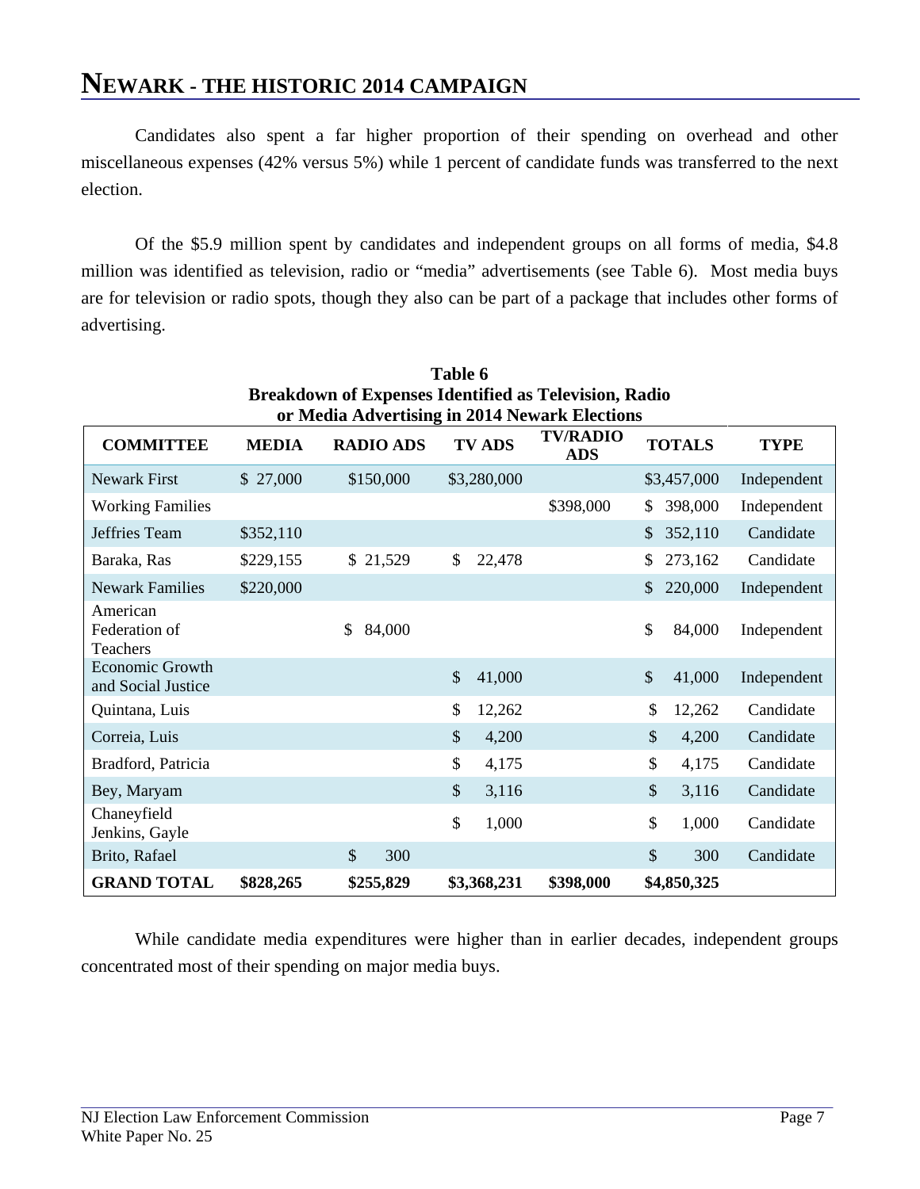# NEWARK - THE HISTORIC 2014 CAMPAIGN

Candidates also spent a far higher proportion of their spending on overhead and other miscellaneous expenses (42% versus 5%) while 1 percent of candidate funds was transferred to the next election.

Of the $5.9 million spent by candidates and independent groups on all forms of media, $4.8 million was identified as television, radio or "media" advertisements (see Table 6). Most media buys are for television or radio spots, though they also can be part of a package that includes other forms of advertising.

**Table 6**
**Breakdown of Expenses Identified as Television, Radio or Media Advertising in 2014 Newark Elections**

| COMMITTEE | MEDIA | RADIO ADS | TV ADS | TV/RADIO ADS | TOTALS | TYPE |
|---|---|---|---|---|---|---|
| Newark First | $ 27,000 | $150,000 | $3,280,000 | | $3,457,000 | Independent |
| Working Families | | | | $398,000 | $ 398,000 | Independent |
| Jeffries Team | $352,110 | | | | $ 352,110 | Candidate |
| Baraka, Ras | $229,155 | $ 21,529 | $ 22,478 | | $ 273,162 | Candidate |
| Newark Families | $220,000 | | | | $ 220,000 | Independent |
| American Federation of Teachers | | $ 84,000 | | | $ 84,000 | Independent |
| Economic Growth and Social Justice | | | $ 41,000 | | $ 41,000 | Independent |
| Quintana, Luis | | | $ 12,262 | | $ 12,262 | Candidate |
| Correia, Luis | | | $ 4,200 | | $ 4,200 | Candidate |
| Bradford, Patricia | | | $ 4,175 | | $ 4,175 | Candidate |
| Bey, Maryam | | | $ 3,116 | | $ 3,116 | Candidate |
| Chaneyfield Jenkins, Gayle | | | $ 1,000 | | $ 1,000 | Candidate |
| Brito, Rafael | | $ 300 | | | $ 300 | Candidate |
| **GRAND TOTAL** | **$828,265** | **$255,829** | **$3,368,231** | **$398,000** | **$4,850,325** | |

While candidate media expenditures were higher than in earlier decades, independent groups concentrated most of their spending on major media buys.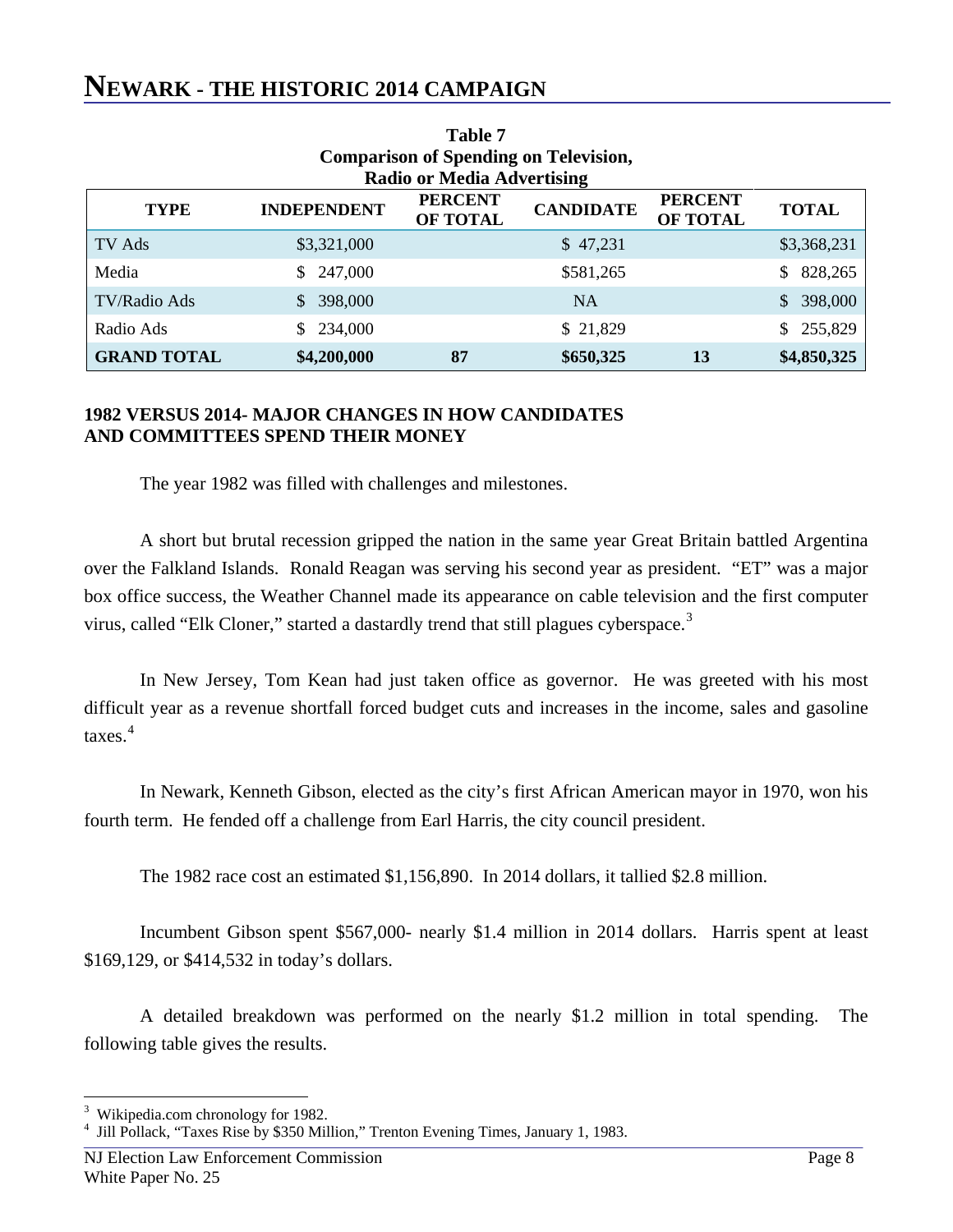# NEWARK - THE HISTORIC 2014 CAMPAIGN

**Table 7**
**Comparison of Spending on Television, Radio or Media Advertising**

| TYPE | INDEPENDENT | PERCENT OF TOTAL | CANDIDATE | PERCENT OF TOTAL | TOTAL |
|---|---|---|---|---|---|
| TV Ads | $3,321,000 | | $ 47,231 | | $3,368,231 |
| Media | $ 247,000 | | $581,265 | | $ 828,265 |
| TV/Radio Ads | $ 398,000 | | NA | | $ 398,000 |
| Radio Ads | $ 234,000 | | $ 21,829 | | $ 255,829 |
| **GRAND TOTAL** | **$4,200,000** | **87** | **$650,325** | **13** | **$4,850,325** |

**1982 VERSUS 2014- MAJOR CHANGES IN HOW CANDIDATES AND COMMITTEES SPEND THEIR MONEY**

The year 1982 was filled with challenges and milestones.

A short but brutal recession gripped the nation in the same year Great Britain battled Argentina over the Falkland Islands. Ronald Reagan was serving his second year as president. "ET" was a major box office success, the Weather Channel made its appearance on cable television and the first computer virus, called "Elk Cloner," started a dastardly trend that still plagues cyberspace.[3]

In New Jersey, Tom Kean had just taken office as governor. He was greeted with his most difficult year as a revenue shortfall forced budget cuts and increases in the income, sales and gasoline taxes.[4]

In Newark, Kenneth Gibson, elected as the city's first African American mayor in 1970, won his fourth term. He fended off a challenge from Earl Harris, the city council president.

The 1982 race cost an estimated $1,156,890. In 2014 dollars, it tallied $2.8 million.

Incumbent Gibson spent $567,000- nearly $1.4 million in 2014 dollars. Harris spent at least $169,129, or $414,532 in today's dollars.

A detailed breakdown was performed on the nearly $1.2 million in total spending. The following table gives the results.

[3] Wikipedia.com chronology for 1982.

[4] Jill Pollack, "Taxes Rise by $350 Million," Trenton Evening Times, January 1, 1983.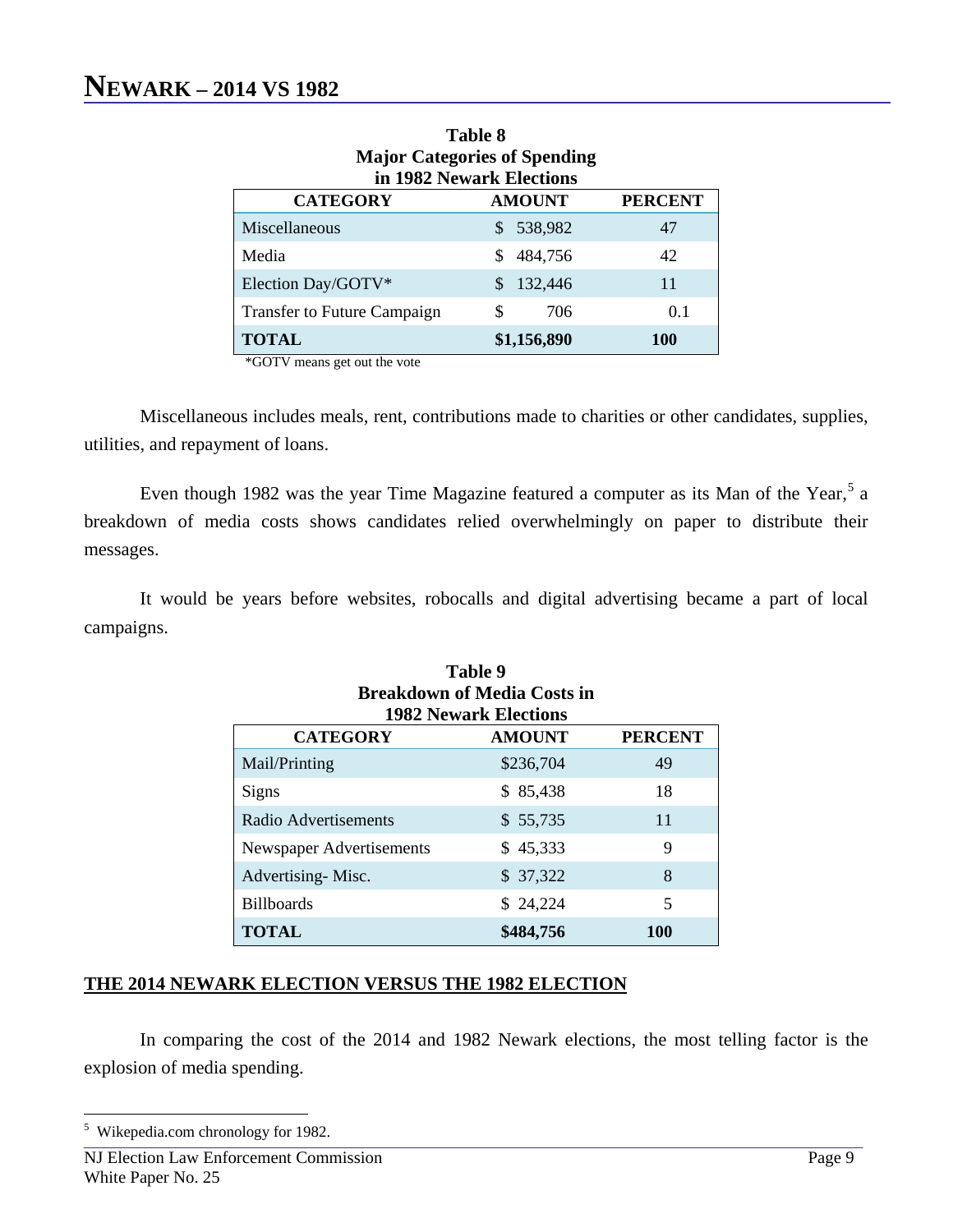# NEWARK – 2014 VS 1982

**Table 8**
**Major Categories of Spending in 1982 Newark Elections**

| CATEGORY | AMOUNT | PERCENT |
|---|---|---|
| Miscellaneous | $ 538,982 | 47 |
| Media | $ 484,756 | 42 |
| Election Day/GOTV* | $ 132,446 | 11 |
| Transfer to Future Campaign | $ 706 | 0.1 |
| **TOTAL** | **$1,156,890** | **100** |

*GOTV means get out the vote

Miscellaneous includes meals, rent, contributions made to charities or other candidates, supplies, utilities, and repayment of loans.

Even though 1982 was the year Time Magazine featured a computer as its Man of the Year,[5] a breakdown of media costs shows candidates relied overwhelmingly on paper to distribute their messages.

It would be years before websites, robocalls and digital advertising became a part of local campaigns.

**Table 9**
**Breakdown of Media Costs in 1982 Newark Elections**

| CATEGORY | AMOUNT | PERCENT |
|---|---|---|
| Mail/Printing | $236,704 | 49 |
| Signs | $ 85,438 | 18 |
| Radio Advertisements | $ 55,735 | 11 |
| Newspaper Advertisements | $ 45,333 | 9 |
| Advertising- Misc. | $ 37,322 | 8 |
| Billboards | $ 24,224 | 5 |
| **TOTAL** | **$484,756** | **100** |

**THE 2014 NEWARK ELECTION VERSUS THE 1982 ELECTION**

In comparing the cost of the 2014 and 1982 Newark elections, the most telling factor is the explosion of media spending.

[5] Wikepedia.com chronology for 1982.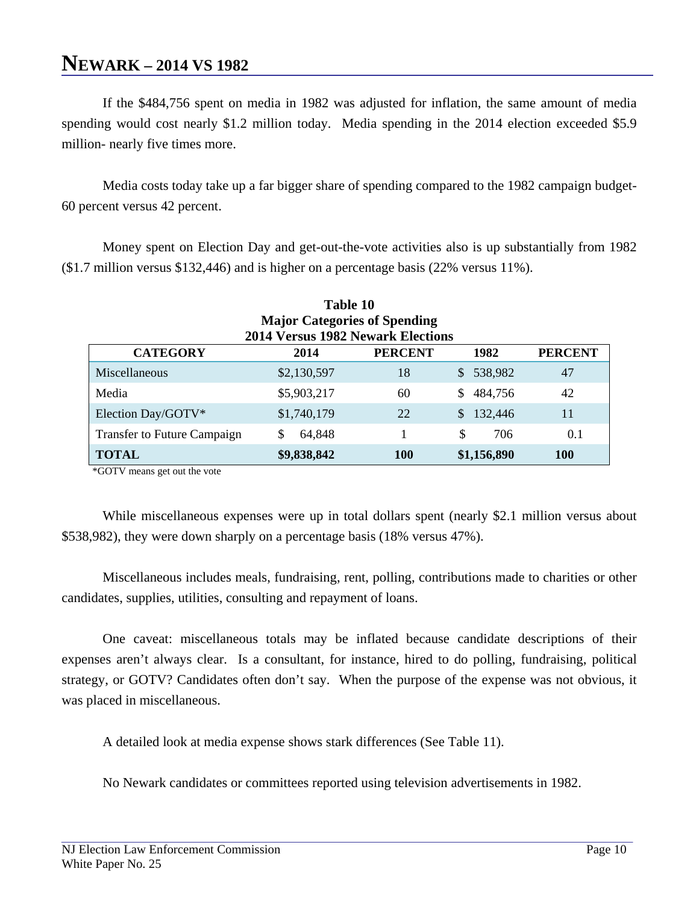# NEWARK – 2014 VS 1982

If the $484,756 spent on media in 1982 was adjusted for inflation, the same amount of media spending would cost nearly $1.2 million today. Media spending in the 2014 election exceeded $5.9 million- nearly five times more.

Media costs today take up a far bigger share of spending compared to the 1982 campaign budget- 60 percent versus 42 percent.

Money spent on Election Day and get-out-the-vote activities also is up substantially from 1982 ($1.7 million versus $132,446) and is higher on a percentage basis (22% versus 11%).

**Table 10**
**Major Categories of Spending**
**2014 Versus 1982 Newark Elections**

| CATEGORY | 2014 | PERCENT | 1982 | PERCENT |
|---|---|---|---|---|
| Miscellaneous | $2,130,597 | 18 | $ 538,982 | 47 |
| Media | $5,903,217 | 60 | $ 484,756 | 42 |
| Election Day/GOTV* | $1,740,179 | 22 | $ 132,446 | 11 |
| Transfer to Future Campaign | $ 64,848 | 1 | $ 706 | 0.1 |
| **TOTAL** | **$9,838,842** | **100** | **$1,156,890** | **100** |

*GOTV means get out the vote

While miscellaneous expenses were up in total dollars spent (nearly $2.1 million versus about $538,982), they were down sharply on a percentage basis (18% versus 47%).

Miscellaneous includes meals, fundraising, rent, polling, contributions made to charities or other candidates, supplies, utilities, consulting and repayment of loans.

One caveat: miscellaneous totals may be inflated because candidate descriptions of their expenses aren't always clear. Is a consultant, for instance, hired to do polling, fundraising, political strategy, or GOTV? Candidates often don't say. When the purpose of the expense was not obvious, it was placed in miscellaneous.

A detailed look at media expense shows stark differences (See Table 11).

No Newark candidates or committees reported using television advertisements in 1982.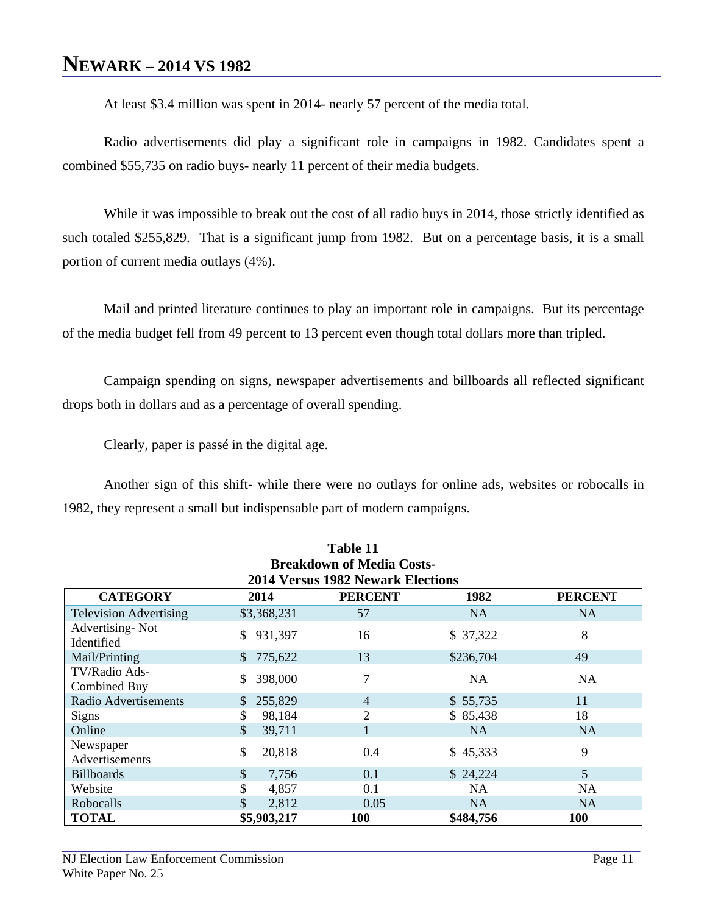# NEWARK – 2014 VS 1982

At least $3.4 million was spent in 2014- nearly 57 percent of the media total.

Radio advertisements did play a significant role in campaigns in 1982. Candidates spent a combined $55,735 on radio buys- nearly 11 percent of their media budgets.

While it was impossible to break out the cost of all radio buys in 2014, those strictly identified as such totaled $255,829. That is a significant jump from 1982. But on a percentage basis, it is a small portion of current media outlays (4%).

Mail and printed literature continues to play an important role in campaigns. But its percentage of the media budget fell from 49 percent to 13 percent even though total dollars more than tripled.

Campaign spending on signs, newspaper advertisements and billboards all reflected significant drops both in dollars and as a percentage of overall spending.

Clearly, paper is passé in the digital age.

Another sign of this shift- while there were no outlays for online ads, websites or robocalls in 1982, they represent a small but indispensable part of modern campaigns.

**Table 11**
**Breakdown of Media Costs-**
**2014 Versus 1982 Newark Elections**

| CATEGORY | 2014 | PERCENT | 1982 | PERCENT |
|---|---|---|---|---|
| Television Advertising | $3,368,231 | 57 | NA | NA |
| Advertising- Not Identified | $ 931,397 | 16 | $ 37,322 | 8 |
| Mail/Printing | $ 775,622 | 13 | $236,704 | 49 |
| TV/Radio Ads- Combined Buy | $ 398,000 | 7 | NA | NA |
| Radio Advertisements | $ 255,829 | 4 | $ 55,735 | 11 |
| Signs | $ 98,184 | 2 | $ 85,438 | 18 |
| Online | $ 39,711 | 1 | NA | NA |
| Newspaper Advertisements | $ 20,818 | 0.4 | $ 45,333 | 9 |
| Billboards | $ 7,756 | 0.1 | $ 24,224 | 5 |
| Website | $ 4,857 | 0.1 | NA | NA |
| Robocalls | $ 2,812 | 0.05 | NA | NA |
| **TOTAL** | **$5,903,217** | **100** | **$484,756** | **100** |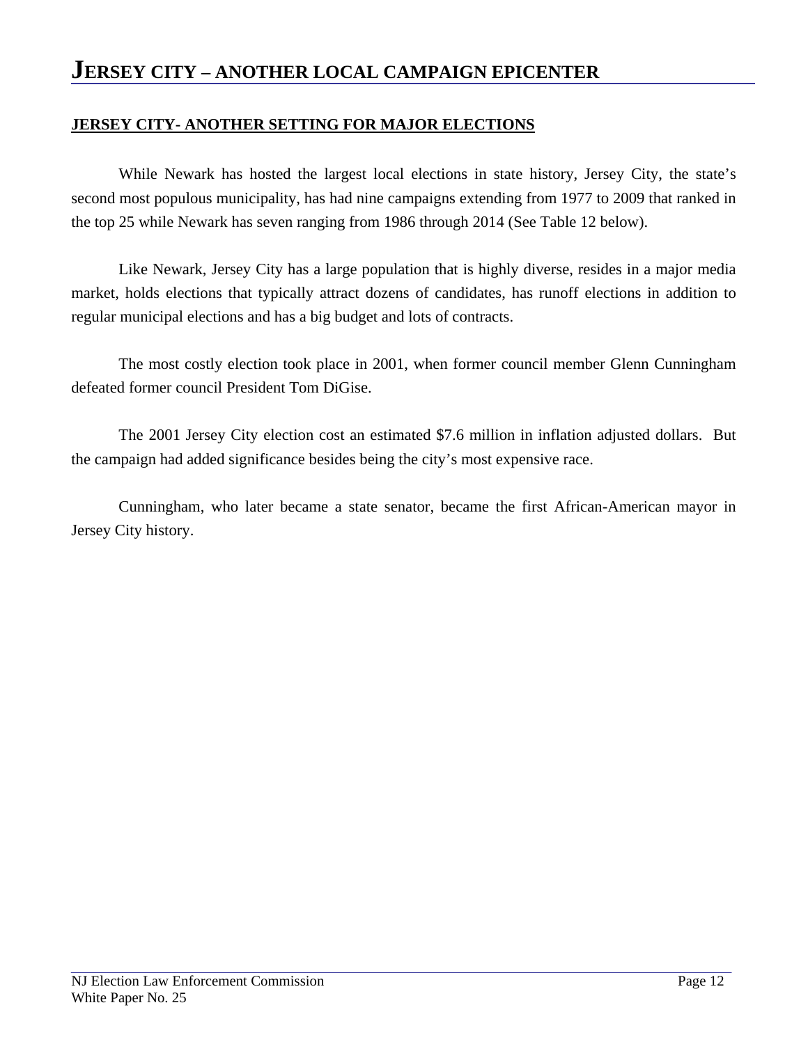# JERSEY CITY – ANOTHER LOCAL CAMPAIGN EPICENTER

**JERSEY CITY- ANOTHER SETTING FOR MAJOR ELECTIONS**

While Newark has hosted the largest local elections in state history, Jersey City, the state's second most populous municipality, has had nine campaigns extending from 1977 to 2009 that ranked in the top 25 while Newark has seven ranging from 1986 through 2014 (See Table 12 below).

Like Newark, Jersey City has a large population that is highly diverse, resides in a major media market, holds elections that typically attract dozens of candidates, has runoff elections in addition to regular municipal elections and has a big budget and lots of contracts.

The most costly election took place in 2001, when former council member Glenn Cunningham defeated former council President Tom DiGise.

The 2001 Jersey City election cost an estimated $7.6 million in inflation adjusted dollars. But the campaign had added significance besides being the city's most expensive race.

Cunningham, who later became a state senator, became the first African-American mayor in Jersey City history.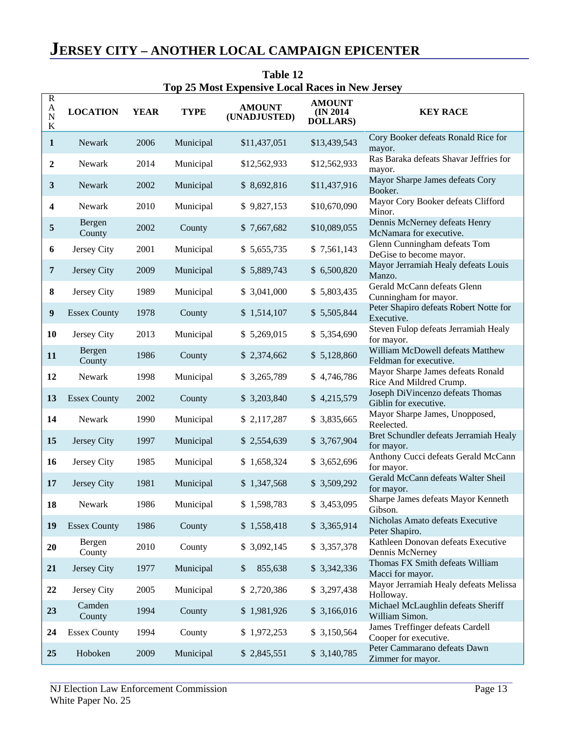# JERSEY CITY – ANOTHER LOCAL CAMPAIGN EPICENTER

**Table 12**
**Top 25 Most Expensive Local Races in New Jersey**

| RANK | LOCATION | YEAR | TYPE | AMOUNT (UNADJUSTED) | AMOUNT (IN 2014 DOLLARS) | KEY RACE |
|---|---|---|---|---|---|---|
| **1** | Newark | 2006 | Municipal | $11,437,051 | $13,439,543 | Cory Booker defeats Ronald Rice for mayor. |
| **2** | Newark | 2014 | Municipal | $12,562,933 | $12,562,933 | Ras Baraka defeats Shavar Jeffries for mayor. |
| **3** | Newark | 2002 | Municipal | $ 8,692,816 | $11,437,916 | Mayor Sharpe James defeats Cory Booker. |
| **4** | Newark | 2010 | Municipal | $ 9,827,153 | $10,670,090 | Mayor Cory Booker defeats Clifford Minor. |
| **5** | Bergen County | 2002 | County | $ 7,667,682 | $10,089,055 | Dennis McNerney defeats Henry McNamara for executive. |
| **6** | Jersey City | 2001 | Municipal | $ 5,655,735 | $ 7,561,143 | Glenn Cunningham defeats Tom DeGise to become mayor. |
| **7** | Jersey City | 2009 | Municipal | $ 5,889,743 | $ 6,500,820 | Mayor Jerramiah Healy defeats Louis Manzo. |
| **8** | Jersey City | 1989 | Municipal | $ 3,041,000 | $ 5,803,435 | Gerald McCann defeats Glenn Cunningham for mayor. |
| **9** | Essex County | 1978 | County | $ 1,514,107 | $ 5,505,844 | Peter Shapiro defeats Robert Notte for Executive. |
| **10** | Jersey City | 2013 | Municipal | $ 5,269,015 | $ 5,354,690 | Steven Fulop defeats Jerramiah Healy for mayor. |
| **11** | Bergen County | 1986 | County | $ 2,374,662 | $ 5,128,860 | William McDowell defeats Matthew Feldman for executive. |
| **12** | Newark | 1998 | Municipal | $ 3,265,789 | $ 4,746,786 | Mayor Sharpe James defeats Ronald Rice And Mildred Crump. |
| **13** | Essex County | 2002 | County | $ 3,203,840 | $ 4,215,579 | Joseph DiVincenzo defeats Thomas Giblin for executive. |
| **14** | Newark | 1990 | Municipal | $ 2,117,287 | $ 3,835,665 | Mayor Sharpe James, Unopposed, Reelected. |
| **15** | Jersey City | 1997 | Municipal | $ 2,554,639 | $ 3,767,904 | Bret Schundler defeats Jerramiah Healy for mayor. |
| **16** | Jersey City | 1985 | Municipal | $ 1,658,324 | $ 3,652,696 | Anthony Cucci defeats Gerald McCann for mayor. |
| **17** | Jersey City | 1981 | Municipal | $ 1,347,568 | $ 3,509,292 | Gerald McCann defeats Walter Sheil for mayor. |
| **18** | Newark | 1986 | Municipal | $ 1,598,783 | $ 3,453,095 | Sharpe James defeats Mayor Kenneth Gibson. |
| **19** | Essex County | 1986 | County | $ 1,558,418 | $ 3,365,914 | Nicholas Amato defeats Executive Peter Shapiro. |
| **20** | Bergen County | 2010 | County | $ 3,092,145 | $ 3,357,378 | Kathleen Donovan defeats Executive Dennis McNerney |
| **21** | Jersey City | 1977 | Municipal | $ 855,638 | $ 3,342,336 | Thomas FX Smith defeats William Macci for mayor. |
| **22** | Jersey City | 2005 | Municipal | $ 2,720,386 | $ 3,297,438 | Mayor Jerramiah Healy defeats Melissa Holloway. |
| **23** | Camden County | 1994 | County | $ 1,981,926 | $ 3,166,016 | Michael McLaughlin defeats Sheriff William Simon. |
| **24** | Essex County | 1994 | County | $ 1,972,253 | $ 3,150,564 | James Treffinger defeats Cardell Cooper for executive. |
| **25** | Hoboken | 2009 | Municipal | $ 2,845,551 | $ 3,140,785 | Peter Cammarano defeats Dawn Zimmer for mayor. |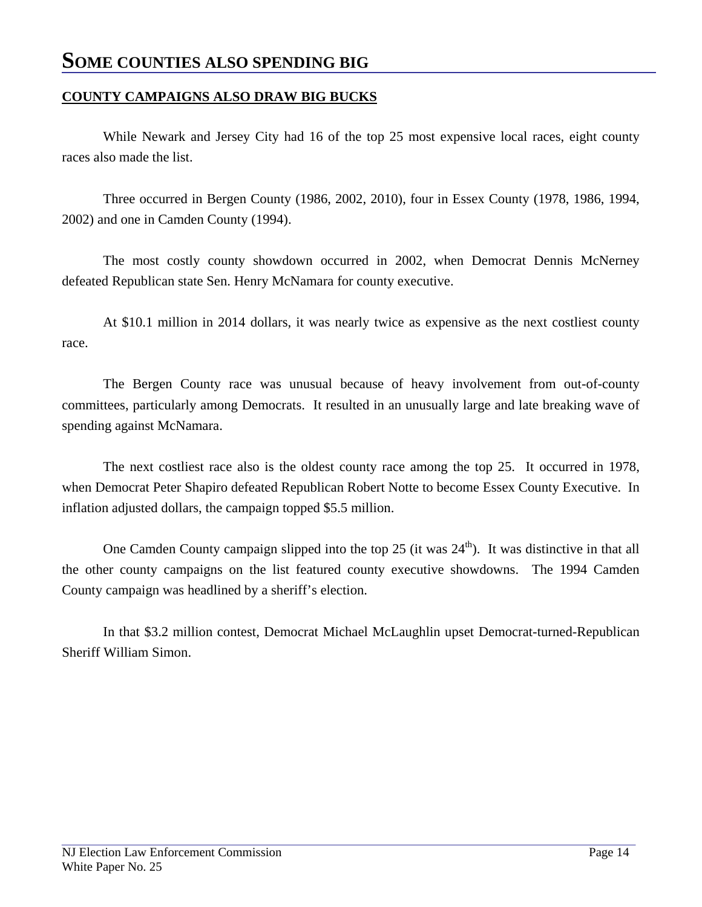# SOME COUNTIES ALSO SPENDING BIG

**COUNTY CAMPAIGNS ALSO DRAW BIG BUCKS**

While Newark and Jersey City had 16 of the top 25 most expensive local races, eight county races also made the list.

Three occurred in Bergen County (1986, 2002, 2010), four in Essex County (1978, 1986, 1994, 2002) and one in Camden County (1994).

The most costly county showdown occurred in 2002, when Democrat Dennis McNerney defeated Republican state Sen. Henry McNamara for county executive.

At $10.1 million in 2014 dollars, it was nearly twice as expensive as the next costliest county race.

The Bergen County race was unusual because of heavy involvement from out-of-county committees, particularly among Democrats. It resulted in an unusually large and late breaking wave of spending against McNamara.

The next costliest race also is the oldest county race among the top 25. It occurred in 1978, when Democrat Peter Shapiro defeated Republican Robert Notte to become Essex County Executive. In inflation adjusted dollars, the campaign topped $5.5 million.

One Camden County campaign slipped into the top 25 (it was 24th). It was distinctive in that all the other county campaigns on the list featured county executive showdowns. The 1994 Camden County campaign was headlined by a sheriff's election.

In that $3.2 million contest, Democrat Michael McLaughlin upset Democrat-turned-Republican Sheriff William Simon.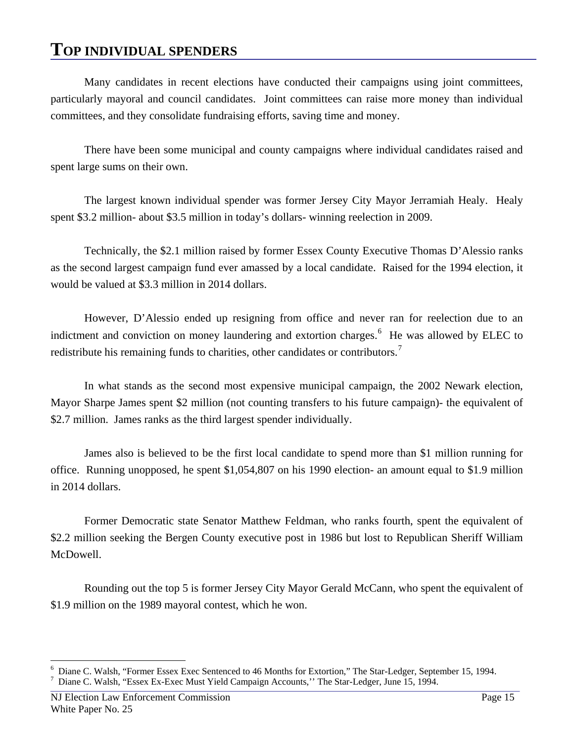## TOP INDIVIDUAL SPENDERS

Many candidates in recent elections have conducted their campaigns using joint committees, particularly mayoral and council candidates. Joint committees can raise more money than individual committees, and they consolidate fundraising efforts, saving time and money.

There have been some municipal and county campaigns where individual candidates raised and spent large sums on their own.

The largest known individual spender was former Jersey City Mayor Jerramiah Healy. Healy spent $3.2 million- about $3.5 million in today's dollars- winning reelection in 2009.

Technically, the $2.1 million raised by former Essex County Executive Thomas D'Alessio ranks as the second largest campaign fund ever amassed by a local candidate. Raised for the 1994 election, it would be valued at $3.3 million in 2014 dollars.

However, D'Alessio ended up resigning from office and never ran for reelection due to an indictment and conviction on money laundering and extortion charges.[6] He was allowed by ELEC to redistribute his remaining funds to charities, other candidates or contributors.[7]

In what stands as the second most expensive municipal campaign, the 2002 Newark election, Mayor Sharpe James spent $2 million (not counting transfers to his future campaign)- the equivalent of $2.7 million. James ranks as the third largest spender individually.

James also is believed to be the first local candidate to spend more than $1 million running for office. Running unopposed, he spent $1,054,807 on his 1990 election- an amount equal to $1.9 million in 2014 dollars.

Former Democratic state Senator Matthew Feldman, who ranks fourth, spent the equivalent of $2.2 million seeking the Bergen County executive post in 1986 but lost to Republican Sheriff William McDowell.

Rounding out the top 5 is former Jersey City Mayor Gerald McCann, who spent the equivalent of $1.9 million on the 1989 mayoral contest, which he won.

[6] Diane C. Walsh, "Former Essex Exec Sentenced to 46 Months for Extortion," The Star-Ledger, September 15, 1994.

[7] Diane C. Walsh, "Essex Ex-Exec Must Yield Campaign Accounts,'' The Star-Ledger, June 15, 1994.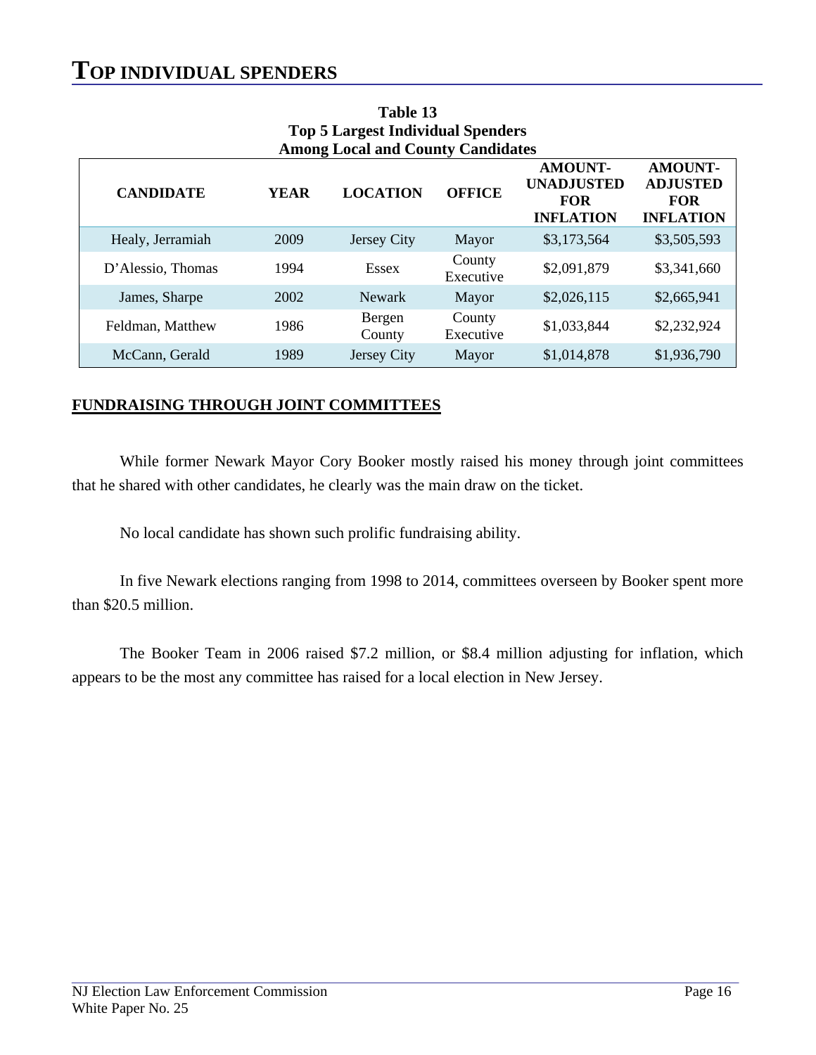# TOP INDIVIDUAL SPENDERS

**Table 13**
**Top 5 Largest Individual Spenders**
**Among Local and County Candidates**

| CANDIDATE | YEAR | LOCATION | OFFICE | AMOUNT-UNADJUSTED FOR INFLATION | AMOUNT-ADJUSTED FOR INFLATION |
|---|---|---|---|---|---|
| Healy, Jerramiah | 2009 | Jersey City | Mayor | $3,173,564 | $3,505,593 |
| D'Alessio, Thomas | 1994 | Essex | County Executive | $2,091,879 | $3,341,660 |
| James, Sharpe | 2002 | Newark | Mayor | $2,026,115 | $2,665,941 |
| Feldman, Matthew | 1986 | Bergen County | County Executive | $1,033,844 | $2,232,924 |
| McCann, Gerald | 1989 | Jersey City | Mayor | $1,014,878 | $1,936,790 |

**FUNDRAISING THROUGH JOINT COMMITTEES**

While former Newark Mayor Cory Booker mostly raised his money through joint committees that he shared with other candidates, he clearly was the main draw on the ticket.

No local candidate has shown such prolific fundraising ability.

In five Newark elections ranging from 1998 to 2014, committees overseen by Booker spent more than $20.5 million.

The Booker Team in 2006 raised $7.2 million, or $8.4 million adjusting for inflation, which appears to be the most any committee has raised for a local election in New Jersey.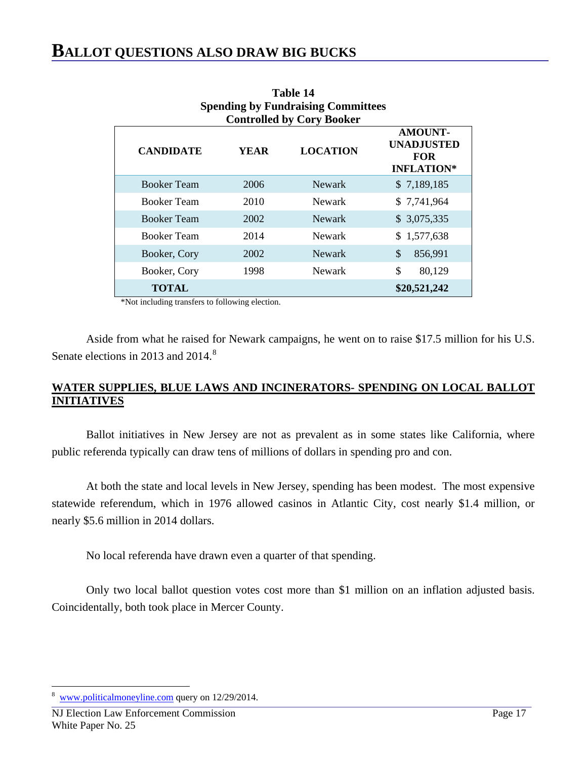# BALLOT QUESTIONS ALSO DRAW BIG BUCKS

**Table 14**
**Spending by Fundraising Committees Controlled by Cory Booker**

| CANDIDATE | YEAR | LOCATION | AMOUNT-UNADJUSTED FOR INFLATION* |
|---|---|---|---|
| Booker Team | 2006 | Newark | $ 7,189,185 |
| Booker Team | 2010 | Newark | $ 7,741,964 |
| Booker Team | 2002 | Newark | $ 3,075,335 |
| Booker Team | 2014 | Newark | $ 1,577,638 |
| Booker, Cory | 2002 | Newark | $ 856,991 |
| Booker, Cory | 1998 | Newark | $ 80,129 |
| **TOTAL** | | | **$20,521,242** |

*Not including transfers to following election.

Aside from what he raised for Newark campaigns, he went on to raise $17.5 million for his U.S. Senate elections in 2013 and 2014.[8]

## WATER SUPPLIES, BLUE LAWS AND INCINERATORS- SPENDING ON LOCAL BALLOT INITIATIVES

Ballot initiatives in New Jersey are not as prevalent as in some states like California, where public referenda typically can draw tens of millions of dollars in spending pro and con.

At both the state and local levels in New Jersey, spending has been modest. The most expensive statewide referendum, which in 1976 allowed casinos in Atlantic City, cost nearly $1.4 million, or nearly $5.6 million in 2014 dollars.

No local referenda have drawn even a quarter of that spending.

Only two local ballot question votes cost more than $1 million on an inflation adjusted basis. Coincidentally, both took place in Mercer County.

[8] www.politicalmoneyline.com query on 12/29/2014.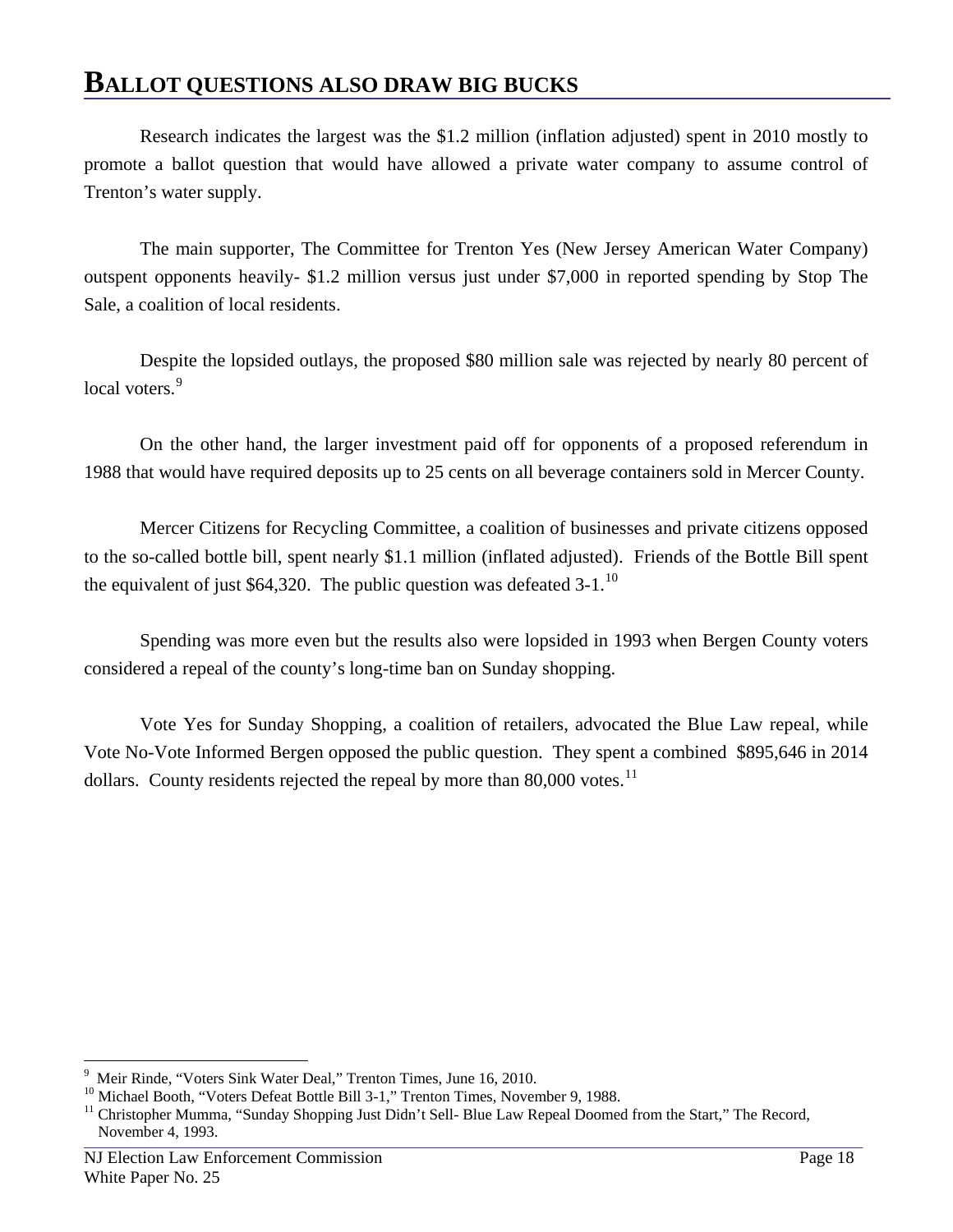## BALLOT QUESTIONS ALSO DRAW BIG BUCKS

Research indicates the largest was the $1.2 million (inflation adjusted) spent in 2010 mostly to promote a ballot question that would have allowed a private water company to assume control of Trenton's water supply.

The main supporter, The Committee for Trenton Yes (New Jersey American Water Company) outspent opponents heavily- $1.2 million versus just under $7,000 in reported spending by Stop The Sale, a coalition of local residents.

Despite the lopsided outlays, the proposed $80 million sale was rejected by nearly 80 percent of local voters.[9]

On the other hand, the larger investment paid off for opponents of a proposed referendum in 1988 that would have required deposits up to 25 cents on all beverage containers sold in Mercer County.

Mercer Citizens for Recycling Committee, a coalition of businesses and private citizens opposed to the so-called bottle bill, spent nearly $1.1 million (inflated adjusted). Friends of the Bottle Bill spent the equivalent of just $64,320. The public question was defeated 3-1.[10]

Spending was more even but the results also were lopsided in 1993 when Bergen County voters considered a repeal of the county's long-time ban on Sunday shopping.

Vote Yes for Sunday Shopping, a coalition of retailers, advocated the Blue Law repeal, while Vote No-Vote Informed Bergen opposed the public question. They spent a combined $895,646 in 2014 dollars. County residents rejected the repeal by more than 80,000 votes.[11]

---

[9] Meir Rinde, "Voters Sink Water Deal," Trenton Times, June 16, 2010.

[10] Michael Booth, "Voters Defeat Bottle Bill 3-1," Trenton Times, November 9, 1988.

[11] Christopher Mumma, "Sunday Shopping Just Didn't Sell- Blue Law Repeal Doomed from the Start," The Record, November 4, 1993.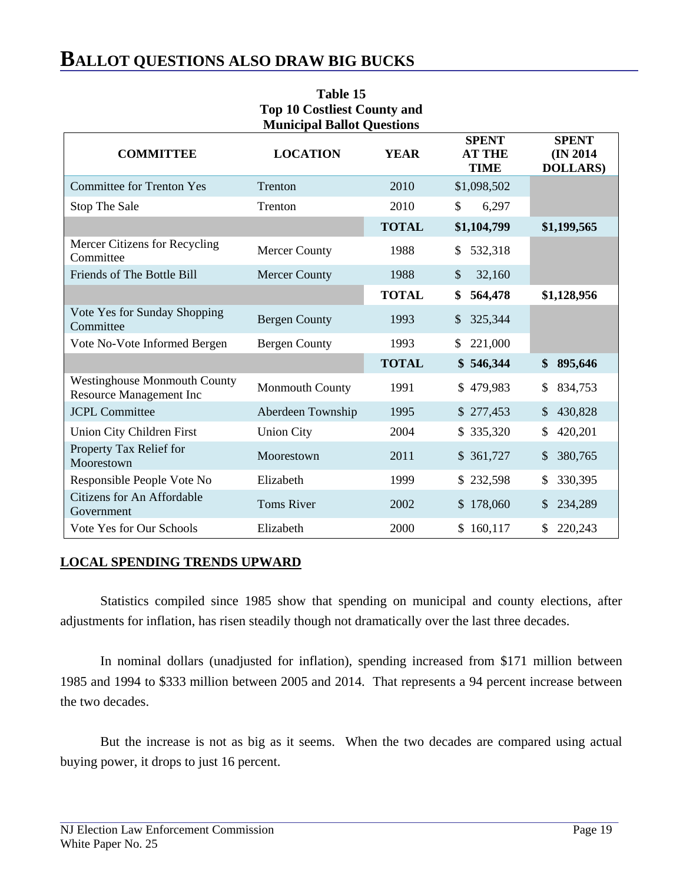# BALLOT QUESTIONS ALSO DRAW BIG BUCKS

**Table 15**
**Top 10 Costliest County and Municipal Ballot Questions**

| COMMITTEE | LOCATION | YEAR | SPENT AT THE TIME | SPENT (IN 2014 DOLLARS) |
|---|---|---|---|---|
| Committee for Trenton Yes | Trenton | 2010 | $1,098,502 | |
| Stop The Sale | Trenton | 2010 | $ 6,297 | |
| | | **TOTAL** | **$1,104,799** | **$1,199,565** |
| Mercer Citizens for Recycling Committee | Mercer County | 1988 | $ 532,318 | |
| Friends of The Bottle Bill | Mercer County | 1988 | $ 32,160 | |
| | | **TOTAL** | **$ 564,478** | **$1,128,956** |
| Vote Yes for Sunday Shopping Committee | Bergen County | 1993 | $ 325,344 | |
| Vote No-Vote Informed Bergen | Bergen County | 1993 | $ 221,000 | |
| | | **TOTAL** | **$ 546,344** | **$ 895,646** |
| Westinghouse Monmouth County Resource Management Inc | Monmouth County | 1991 | $ 479,983 | $ 834,753 |
| JCPL Committee | Aberdeen Township | 1995 | $ 277,453 | $ 430,828 |
| Union City Children First | Union City | 2004 | $ 335,320 | $ 420,201 |
| Property Tax Relief for Moorestown | Moorestown | 2011 | $ 361,727 | $ 380,765 |
| Responsible People Vote No | Elizabeth | 1999 | $ 232,598 | $ 330,395 |
| Citizens for An Affordable Government | Toms River | 2002 | $ 178,060 | $ 234,289 |
| Vote Yes for Our Schools | Elizabeth | 2000 | $ 160,117 | $ 220,243 |

## LOCAL SPENDING TRENDS UPWARD

Statistics compiled since 1985 show that spending on municipal and county elections, after adjustments for inflation, has risen steadily though not dramatically over the last three decades.

In nominal dollars (unadjusted for inflation), spending increased from $171 million between 1985 and 1994 to $333 million between 2005 and 2014. That represents a 94 percent increase between the two decades.

But the increase is not as big as it seems. When the two decades are compared using actual buying power, it drops to just 16 percent.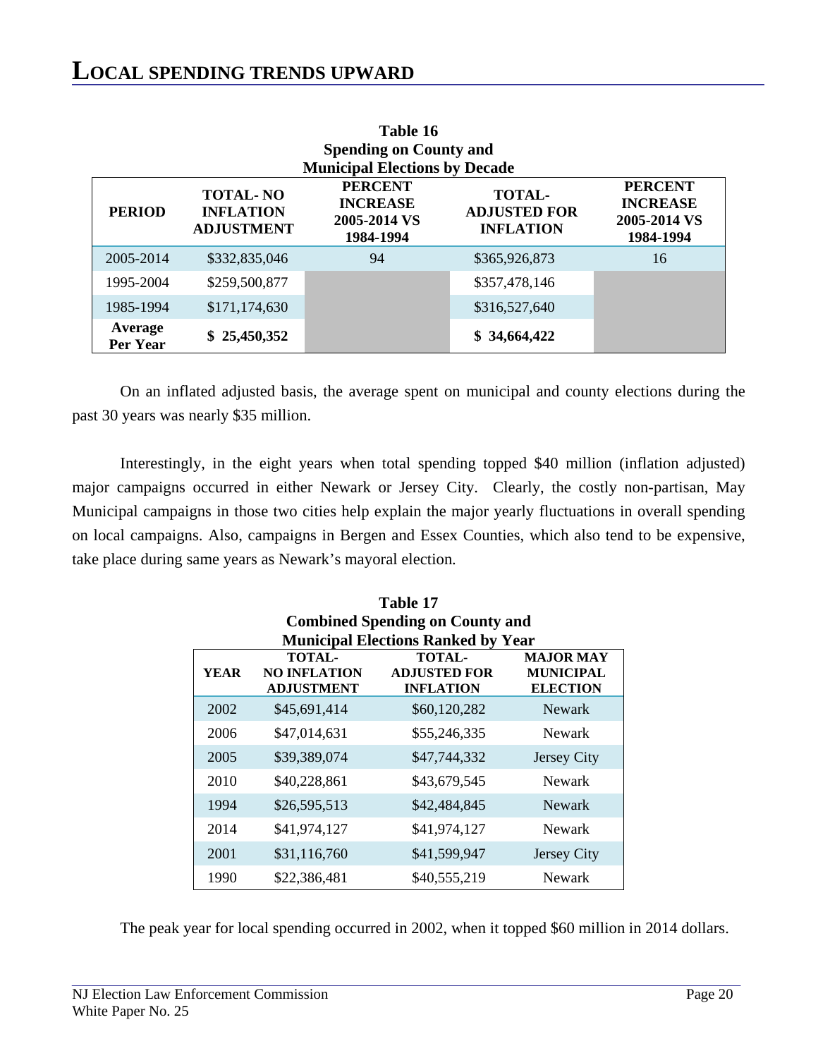# LOCAL SPENDING TRENDS UPWARD

**Table 16**
**Spending on County and Municipal Elections by Decade**

| PERIOD | TOTAL- NO INFLATION ADJUSTMENT | PERCENT INCREASE 2005-2014 VS 1984-1994 | TOTAL- ADJUSTED FOR INFLATION | PERCENT INCREASE 2005-2014 VS 1984-1994 |
|---|---|---|---|---|
| 2005-2014 | $332,835,046 | 94 | $365,926,873 | 16 |
| 1995-2004 | $259,500,877 | | $357,478,146 | |
| 1985-1994 | $171,174,630 | | $316,527,640 | |
| **Average Per Year** | **$ 25,450,352** | | **$ 34,664,422** | |

On an inflated adjusted basis, the average spent on municipal and county elections during the past 30 years was nearly $35 million.

Interestingly, in the eight years when total spending topped $40 million (inflation adjusted) major campaigns occurred in either Newark or Jersey City. Clearly, the costly non-partisan, May Municipal campaigns in those two cities help explain the major yearly fluctuations in overall spending on local campaigns. Also, campaigns in Bergen and Essex Counties, which also tend to be expensive, take place during same years as Newark's mayoral election.

**Table 17**
**Combined Spending on County and Municipal Elections Ranked by Year**

| YEAR | TOTAL- NO INFLATION ADJUSTMENT | TOTAL- ADJUSTED FOR INFLATION | MAJOR MAY MUNICIPAL ELECTION |
|---|---|---|---|
| 2002 | $45,691,414 | $60,120,282 | Newark |
| 2006 | $47,014,631 | $55,246,335 | Newark |
| 2005 | $39,389,074 | $47,744,332 | Jersey City |
| 2010 | $40,228,861 | $43,679,545 | Newark |
| 1994 | $26,595,513 | $42,484,845 | Newark |
| 2014 | $41,974,127 | $41,974,127 | Newark |
| 2001 | $31,116,760 | $41,599,947 | Jersey City |
| 1990 | $22,386,481 | $40,555,219 | Newark |

The peak year for local spending occurred in 2002, when it topped $60 million in 2014 dollars.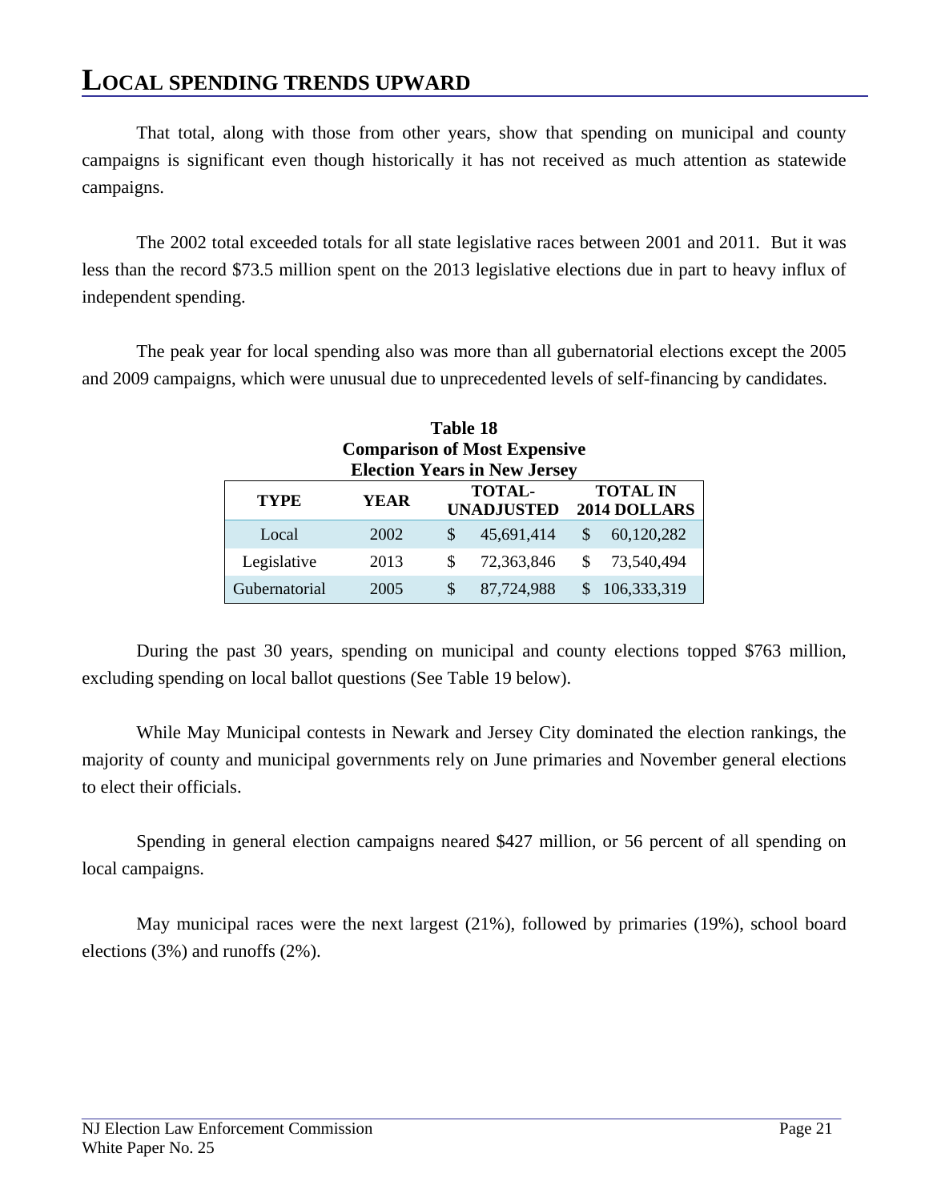## LOCAL SPENDING TRENDS UPWARD

That total, along with those from other years, show that spending on municipal and county campaigns is significant even though historically it has not received as much attention as statewide campaigns.

The 2002 total exceeded totals for all state legislative races between 2001 and 2011. But it was less than the record $73.5 million spent on the 2013 legislative elections due in part to heavy influx of independent spending.

The peak year for local spending also was more than all gubernatorial elections except the 2005 and 2009 campaigns, which were unusual due to unprecedented levels of self-financing by candidates.

**Table 18**
**Comparison of Most Expensive Election Years in New Jersey**

| TYPE | YEAR | TOTAL-UNADJUSTED | TOTAL IN 2014 DOLLARS |
|---|---|---|---|
| Local | 2002 | $ 45,691,414 | $ 60,120,282 |
| Legislative | 2013 | $ 72,363,846 | $ 73,540,494 |
| Gubernatorial | 2005 | $ 87,724,988 | $ 106,333,319 |

During the past 30 years, spending on municipal and county elections topped $763 million, excluding spending on local ballot questions (See Table 19 below).

While May Municipal contests in Newark and Jersey City dominated the election rankings, the majority of county and municipal governments rely on June primaries and November general elections to elect their officials.

Spending in general election campaigns neared $427 million, or 56 percent of all spending on local campaigns.

May municipal races were the next largest (21%), followed by primaries (19%), school board elections (3%) and runoffs (2%).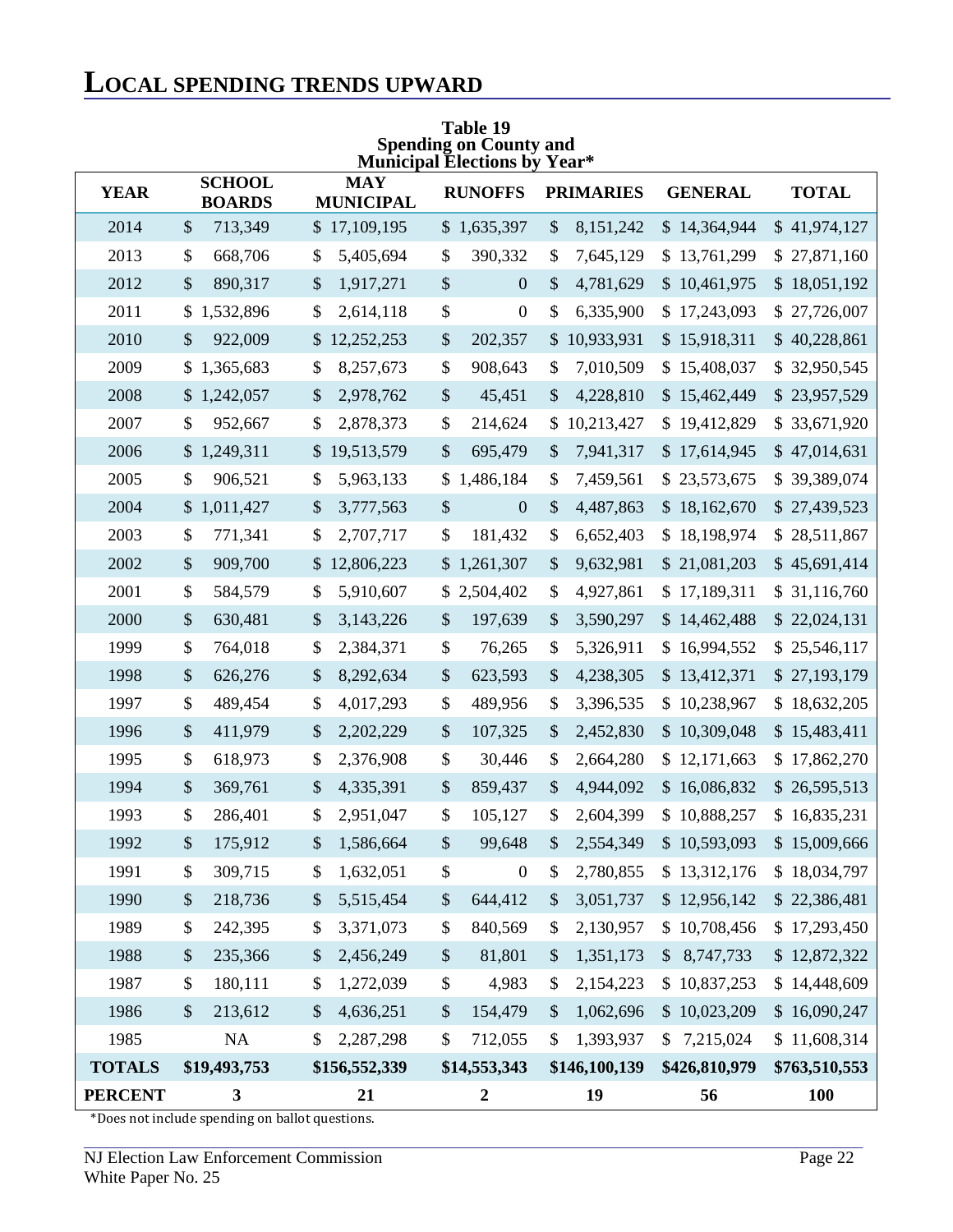# LOCAL SPENDING TRENDS UPWARD

**Table 19**
**Spending on County and Municipal Elections by Year***

| YEAR | SCHOOL BOARDS | MAY MUNICIPAL | RUNOFFS | PRIMARIES | GENERAL | TOTAL |
|---|---|---|---|---|---|---|
| 2014 | $ 713,349 | $ 17,109,195 | $ 1,635,397 | $ 8,151,242 | $ 14,364,944 | $ 41,974,127 |
| 2013 | $ 668,706 | $ 5,405,694 | $ 390,332 | $ 7,645,129 | $ 13,761,299 | $ 27,871,160 |
| 2012 | $ 890,317 | $ 1,917,271 | $ 0 | $ 4,781,629 | $ 10,461,975 | $ 18,051,192 |
| 2011 | $ 1,532,896 | $ 2,614,118 | $ 0 | $ 6,335,900 | $ 17,243,093 | $ 27,726,007 |
| 2010 | $ 922,009 | $ 12,252,253 | $ 202,357 | $ 10,933,931 | $ 15,918,311 | $ 40,228,861 |
| 2009 | $ 1,365,683 | $ 8,257,673 | $ 908,643 | $ 7,010,509 | $ 15,408,037 | $ 32,950,545 |
| 2008 | $ 1,242,057 | $ 2,978,762 | $ 45,451 | $ 4,228,810 | $ 15,462,449 | $ 23,957,529 |
| 2007 | $ 952,667 | $ 2,878,373 | $ 214,624 | $ 10,213,427 | $ 19,412,829 | $ 33,671,920 |
| 2006 | $ 1,249,311 | $ 19,513,579 | $ 695,479 | $ 7,941,317 | $ 17,614,945 | $ 47,014,631 |
| 2005 | $ 906,521 | $ 5,963,133 | $ 1,486,184 | $ 7,459,561 | $ 23,573,675 | $ 39,389,074 |
| 2004 | $ 1,011,427 | $ 3,777,563 | $ 0 | $ 4,487,863 | $ 18,162,670 | $ 27,439,523 |
| 2003 | $ 771,341 | $ 2,707,717 | $ 181,432 | $ 6,652,403 | $ 18,198,974 | $ 28,511,867 |
| 2002 | $ 909,700 | $ 12,806,223 | $ 1,261,307 | $ 9,632,981 | $ 21,081,203 | $ 45,691,414 |
| 2001 | $ 584,579 | $ 5,910,607 | $ 2,504,402 | $ 4,927,861 | $ 17,189,311 | $ 31,116,760 |
| 2000 | $ 630,481 | $ 3,143,226 | $ 197,639 | $ 3,590,297 | $ 14,462,488 | $ 22,024,131 |
| 1999 | $ 764,018 | $ 2,384,371 | $ 76,265 | $ 5,326,911 | $ 16,994,552 | $ 25,546,117 |
| 1998 | $ 626,276 | $ 8,292,634 | $ 623,593 | $ 4,238,305 | $ 13,412,371 | $ 27,193,179 |
| 1997 | $ 489,454 | $ 4,017,293 | $ 489,956 | $ 3,396,535 | $ 10,238,967 | $ 18,632,205 |
| 1996 | $ 411,979 | $ 2,202,229 | $ 107,325 | $ 2,452,830 | $ 10,309,048 | $ 15,483,411 |
| 1995 | $ 618,973 | $ 2,376,908 | $ 30,446 | $ 2,664,280 | $ 12,171,663 | $ 17,862,270 |
| 1994 | $ 369,761 | $ 4,335,391 | $ 859,437 | $ 4,944,092 | $ 16,086,832 | $ 26,595,513 |
| 1993 | $ 286,401 | $ 2,951,047 | $ 105,127 | $ 2,604,399 | $ 10,888,257 | $ 16,835,231 |
| 1992 | $ 175,912 | $ 1,586,664 | $ 99,648 | $ 2,554,349 | $ 10,593,093 | $ 15,009,666 |
| 1991 | $ 309,715 | $ 1,632,051 | $ 0 | $ 2,780,855 | $ 13,312,176 | $ 18,034,797 |
| 1990 | $ 218,736 | $ 5,515,454 | $ 644,412 | $ 3,051,737 | $ 12,956,142 | $ 22,386,481 |
| 1989 | $ 242,395 | $ 3,371,073 | $ 840,569 | $ 2,130,957 | $ 10,708,456 | $ 17,293,450 |
| 1988 | $ 235,366 | $ 2,456,249 | $ 81,801 | $ 1,351,173 | $ 8,747,733 | $ 12,872,322 |
| 1987 | $ 180,111 | $ 1,272,039 | $ 4,983 | $ 2,154,223 | $ 10,837,253 | $ 14,448,609 |
| 1986 | $ 213,612 | $ 4,636,251 | $ 154,479 | $ 1,062,696 | $ 10,023,209 | $ 16,090,247 |
| 1985 | NA | $ 2,287,298 | $ 712,055 | $ 1,393,937 | $ 7,215,024 | $ 11,608,314 |
| **TOTALS** | **$19,493,753** | **$156,552,339** | **$14,553,343** | **$146,100,139** | **$426,810,979** | **$763,510,553** |
| **PERCENT** | **3** | **21** | **2** | **19** | **56** | **100** |

*Does not include spending on ballot questions.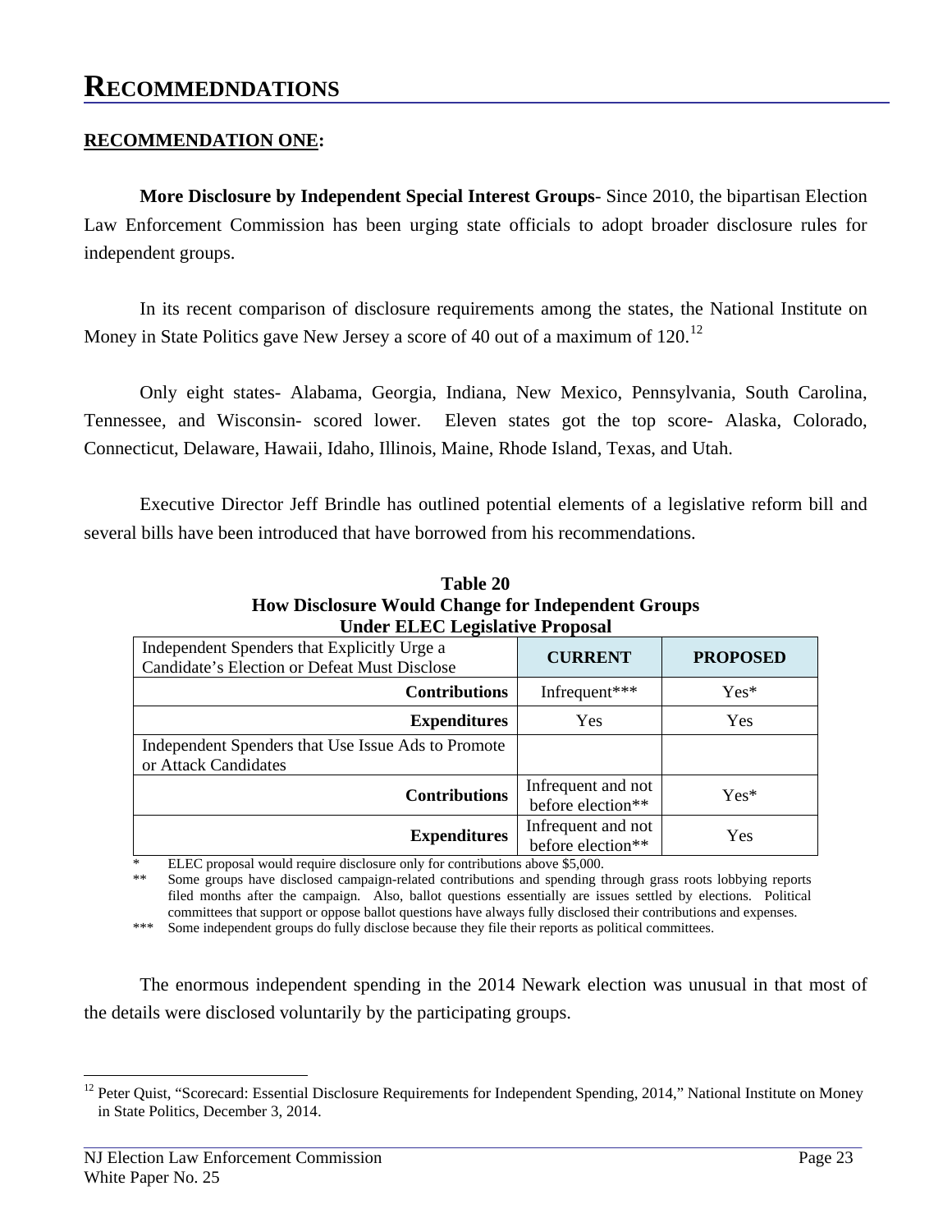# RECOMMEDNDATIONS

**RECOMMENDATION ONE:**

**More Disclosure by Independent Special Interest Groups**- Since 2010, the bipartisan Election Law Enforcement Commission has been urging state officials to adopt broader disclosure rules for independent groups.

In its recent comparison of disclosure requirements among the states, the National Institute on Money in State Politics gave New Jersey a score of 40 out of a maximum of 120.[12]

Only eight states- Alabama, Georgia, Indiana, New Mexico, Pennsylvania, South Carolina, Tennessee, and Wisconsin- scored lower. Eleven states got the top score- Alaska, Colorado, Connecticut, Delaware, Hawaii, Idaho, Illinois, Maine, Rhode Island, Texas, and Utah.

Executive Director Jeff Brindle has outlined potential elements of a legislative reform bill and several bills have been introduced that have borrowed from his recommendations.

**Table 20**
**How Disclosure Would Change for Independent Groups Under ELEC Legislative Proposal**

| Independent Spenders that Explicitly Urge a Candidate's Election or Defeat Must Disclose | CURRENT | PROPOSED |
|---|---|---|
| **Contributions** | Infrequent*** | Yes* |
| **Expenditures** | Yes | Yes |
| Independent Spenders that Use Issue Ads to Promote or Attack Candidates | | |
| **Contributions** | Infrequent and not before election** | Yes* |
| **Expenditures** | Infrequent and not before election** | Yes |

\* ELEC proposal would require disclosure only for contributions above $5,000.

** Some groups have disclosed campaign-related contributions and spending through grass roots lobbying reports filed months after the campaign. Also, ballot questions essentially are issues settled by elections. Political committees that support or oppose ballot questions have always fully disclosed their contributions and expenses.

*** Some independent groups do fully disclose because they file their reports as political committees.

The enormous independent spending in the 2014 Newark election was unusual in that most of the details were disclosed voluntarily by the participating groups.

[12] Peter Quist, "Scorecard: Essential Disclosure Requirements for Independent Spending, 2014," National Institute on Money in State Politics, December 3, 2014.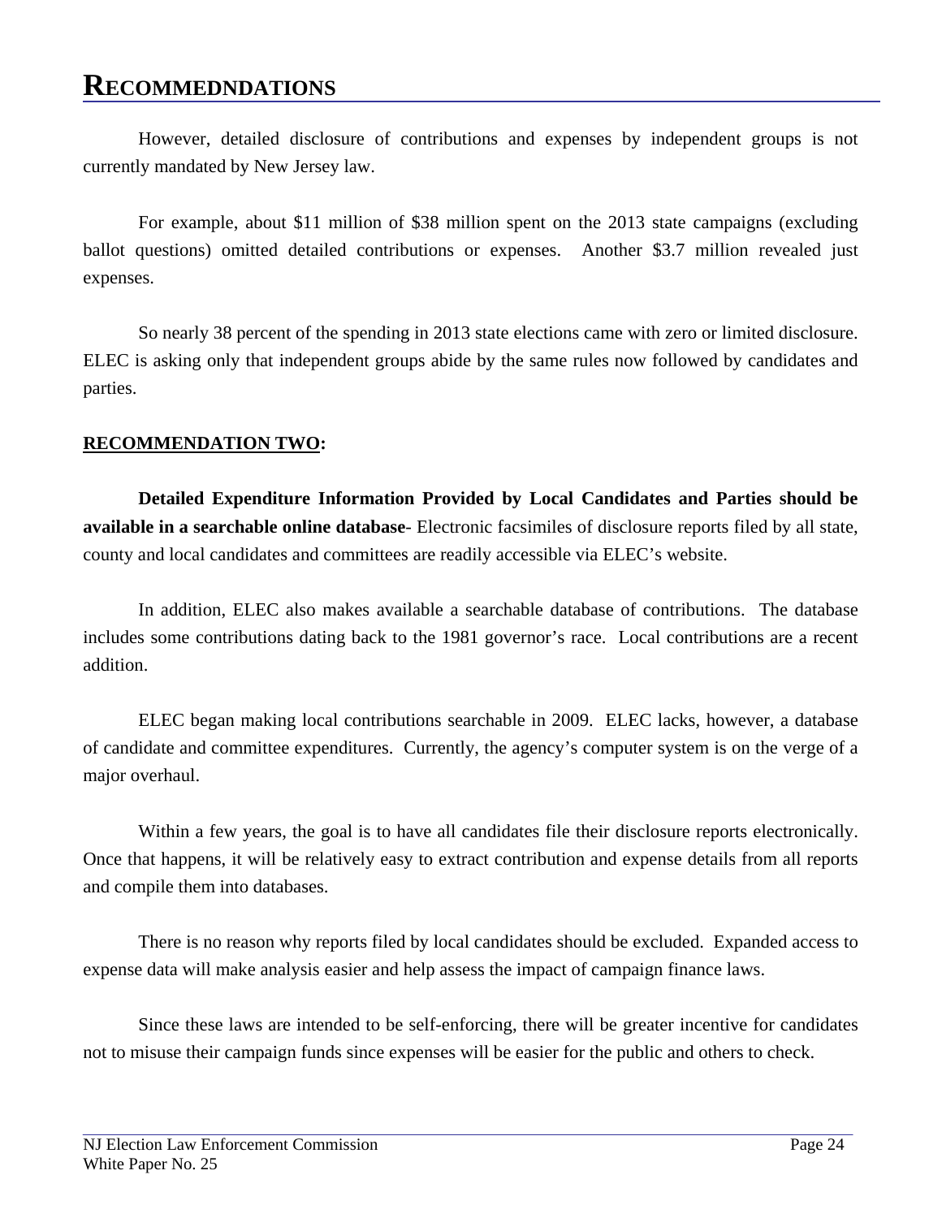# RECOMMEDNDATIONS

However, detailed disclosure of contributions and expenses by independent groups is not currently mandated by New Jersey law.

For example, about $11 million of $38 million spent on the 2013 state campaigns (excluding ballot questions) omitted detailed contributions or expenses. Another $3.7 million revealed just expenses.

So nearly 38 percent of the spending in 2013 state elections came with zero or limited disclosure. ELEC is asking only that independent groups abide by the same rules now followed by candidates and parties.

**RECOMMENDATION TWO:**

**Detailed Expenditure Information Provided by Local Candidates and Parties should be available in a searchable online database**- Electronic facsimiles of disclosure reports filed by all state, county and local candidates and committees are readily accessible via ELEC's website.

In addition, ELEC also makes available a searchable database of contributions. The database includes some contributions dating back to the 1981 governor's race. Local contributions are a recent addition.

ELEC began making local contributions searchable in 2009. ELEC lacks, however, a database of candidate and committee expenditures. Currently, the agency's computer system is on the verge of a major overhaul.

Within a few years, the goal is to have all candidates file their disclosure reports electronically. Once that happens, it will be relatively easy to extract contribution and expense details from all reports and compile them into databases.

There is no reason why reports filed by local candidates should be excluded. Expanded access to expense data will make analysis easier and help assess the impact of campaign finance laws.

Since these laws are intended to be self-enforcing, there will be greater incentive for candidates not to misuse their campaign funds since expenses will be easier for the public and others to check.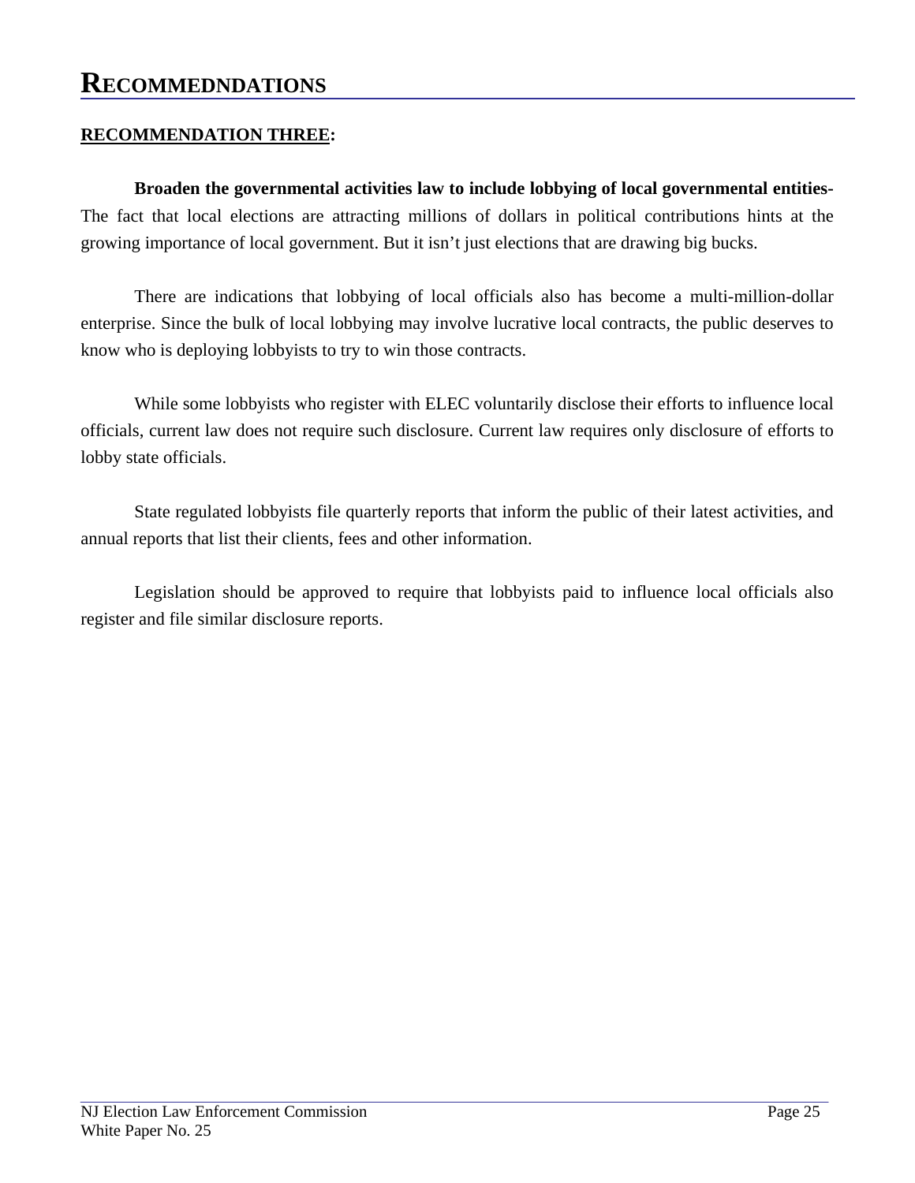# RECOMMEDNDATIONS

**RECOMMENDATION THREE:**

**Broaden the governmental activities law to include lobbying of local governmental entities-** The fact that local elections are attracting millions of dollars in political contributions hints at the growing importance of local government. But it isn't just elections that are drawing big bucks.

There are indications that lobbying of local officials also has become a multi-million-dollar enterprise. Since the bulk of local lobbying may involve lucrative local contracts, the public deserves to know who is deploying lobbyists to try to win those contracts.

While some lobbyists who register with ELEC voluntarily disclose their efforts to influence local officials, current law does not require such disclosure. Current law requires only disclosure of efforts to lobby state officials.

State regulated lobbyists file quarterly reports that inform the public of their latest activities, and annual reports that list their clients, fees and other information.

Legislation should be approved to require that lobbyists paid to influence local officials also register and file similar disclosure reports.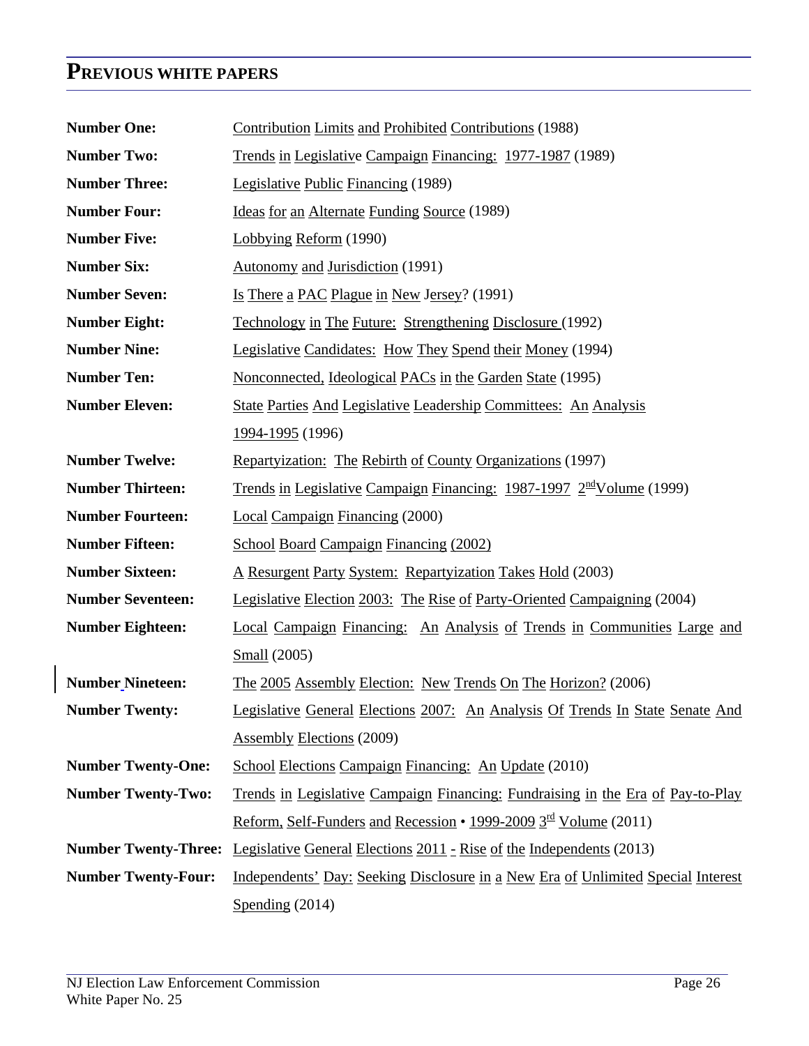## PREVIOUS WHITE PAPERS

| | |
|---|---|
| **Number One:** | Contribution Limits and Prohibited Contributions (1988) |
| **Number Two:** | Trends in Legislative Campaign Financing: 1977-1987 (1989) |
| **Number Three:** | Legislative Public Financing (1989) |
| **Number Four:** | Ideas for an Alternate Funding Source (1989) |
| **Number Five:** | Lobbying Reform (1990) |
| **Number Six:** | Autonomy and Jurisdiction (1991) |
| **Number Seven:** | Is There a PAC Plague in New Jersey? (1991) |
| **Number Eight:** | Technology in The Future: Strengthening Disclosure (1992) |
| **Number Nine:** | Legislative Candidates: How They Spend their Money (1994) |
| **Number Ten:** | Nonconnected, Ideological PACs in the Garden State (1995) |
| **Number Eleven:** | State Parties And Legislative Leadership Committees: An Analysis 1994-1995 (1996) |
| **Number Twelve:** | Repartyization: The Rebirth of County Organizations (1997) |
| **Number Thirteen:** | Trends in Legislative Campaign Financing: 1987-1997 2nd Volume (1999) |
| **Number Fourteen:** | Local Campaign Financing (2000) |
| **Number Fifteen:** | School Board Campaign Financing (2002) |
| **Number Sixteen:** | A Resurgent Party System: Repartyization Takes Hold (2003) |
| **Number Seventeen:** | Legislative Election 2003: The Rise of Party-Oriented Campaigning (2004) |
| **Number Eighteen:** | Local Campaign Financing: An Analysis of Trends in Communities Large and Small (2005) |
| **Number Nineteen:** | The 2005 Assembly Election: New Trends On The Horizon? (2006) |
| **Number Twenty:** | Legislative General Elections 2007: An Analysis Of Trends In State Senate And Assembly Elections (2009) |
| **Number Twenty-One:** | School Elections Campaign Financing: An Update (2010) |
| **Number Twenty-Two:** | Trends in Legislative Campaign Financing: Fundraising in the Era of Pay-to-Play Reform, Self-Funders and Recession • 1999-2009 3rd Volume (2011) |
| **Number Twenty-Three:** | Legislative General Elections 2011 - Rise of the Independents (2013) |
| **Number Twenty-Four:** | Independents' Day: Seeking Disclosure in a New Era of Unlimited Special Interest Spending (2014) |